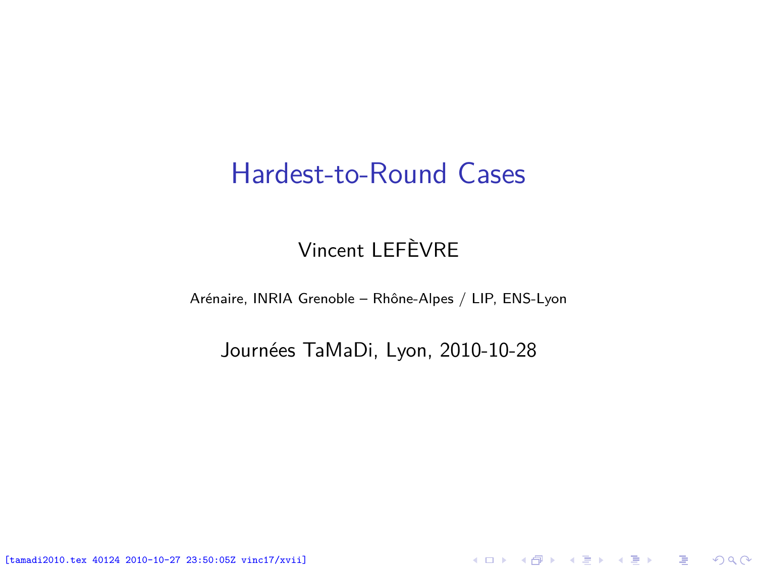# Hardest-to-Round Cases

Vincent LEFÈVRE

Arénaire, INRIA Grenoble – Rhône-Alpes / LIP, ENS-Lyon

Journées TaMaDi, Lyon, 2010-10-28

[tamadi2010.tex 40124 2010-10-27 23:50:05Z vinc17/xvii]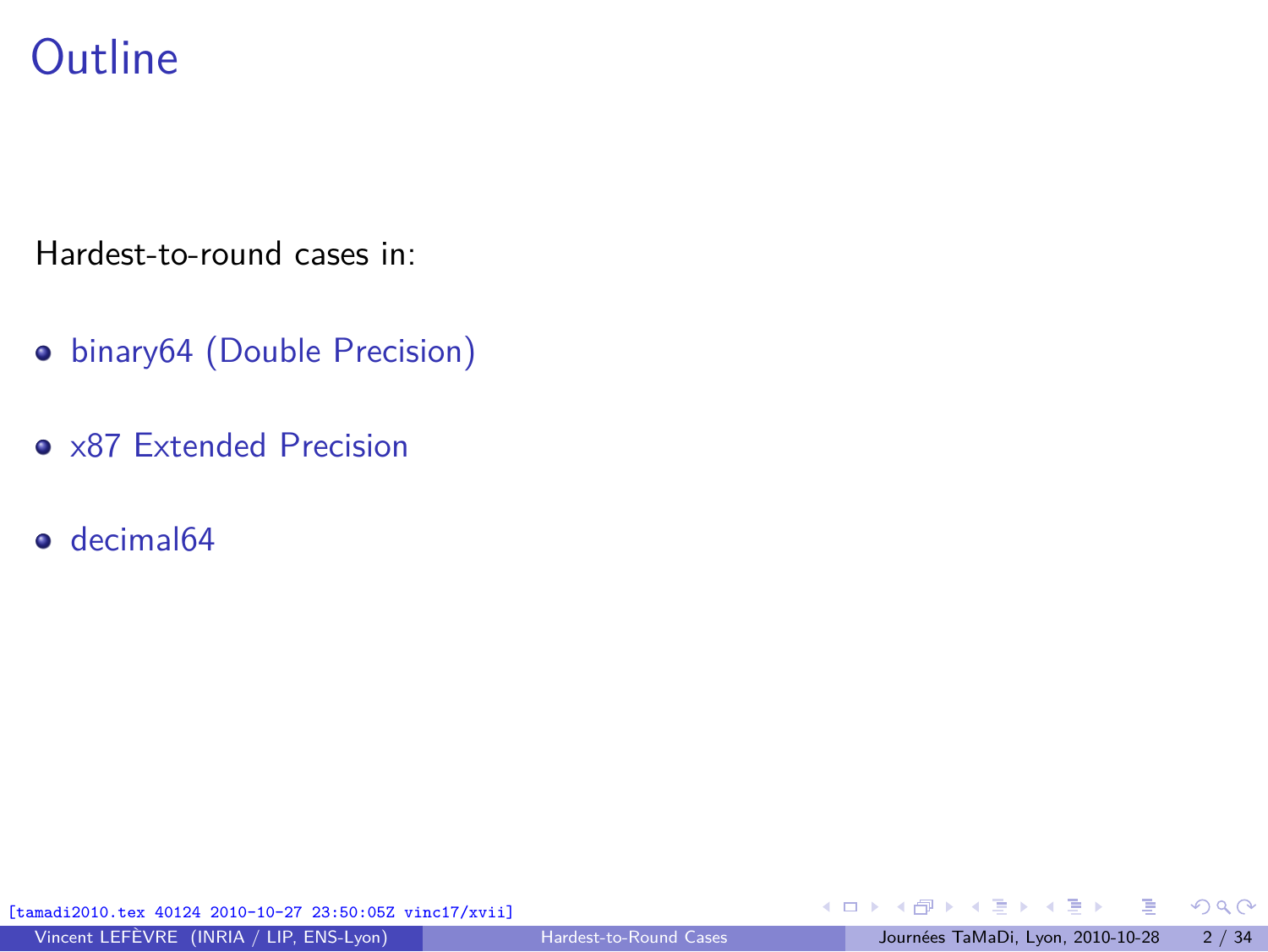# Outline

Hardest-to-round cases in:

- binary64 (Double Precision)
- x87 Extended Precision
- decimal64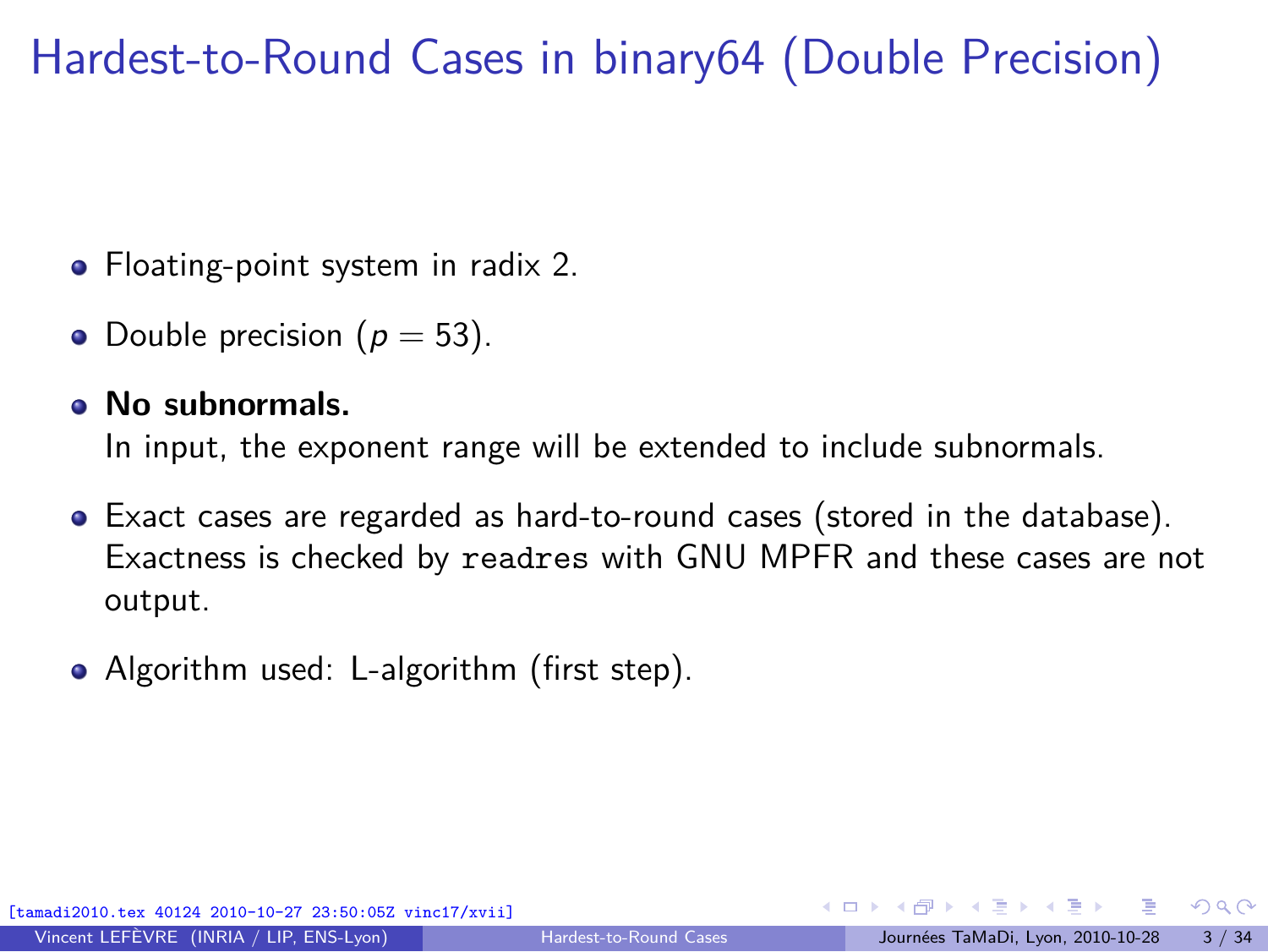# Hardest-to-Round Cases in binary64 (Double Precision)

- Floating-point system in radix 2.
- Double precision ($p = 53$).
- **No subnormals.**
  In input, the exponent range will be extended to include subnormals.
- Exact cases are regarded as hard-to-round cases (stored in the database). Exactness is checked by `readres` with GNU MPFR and these cases are not output.
- Algorithm used: L-algorithm (first step).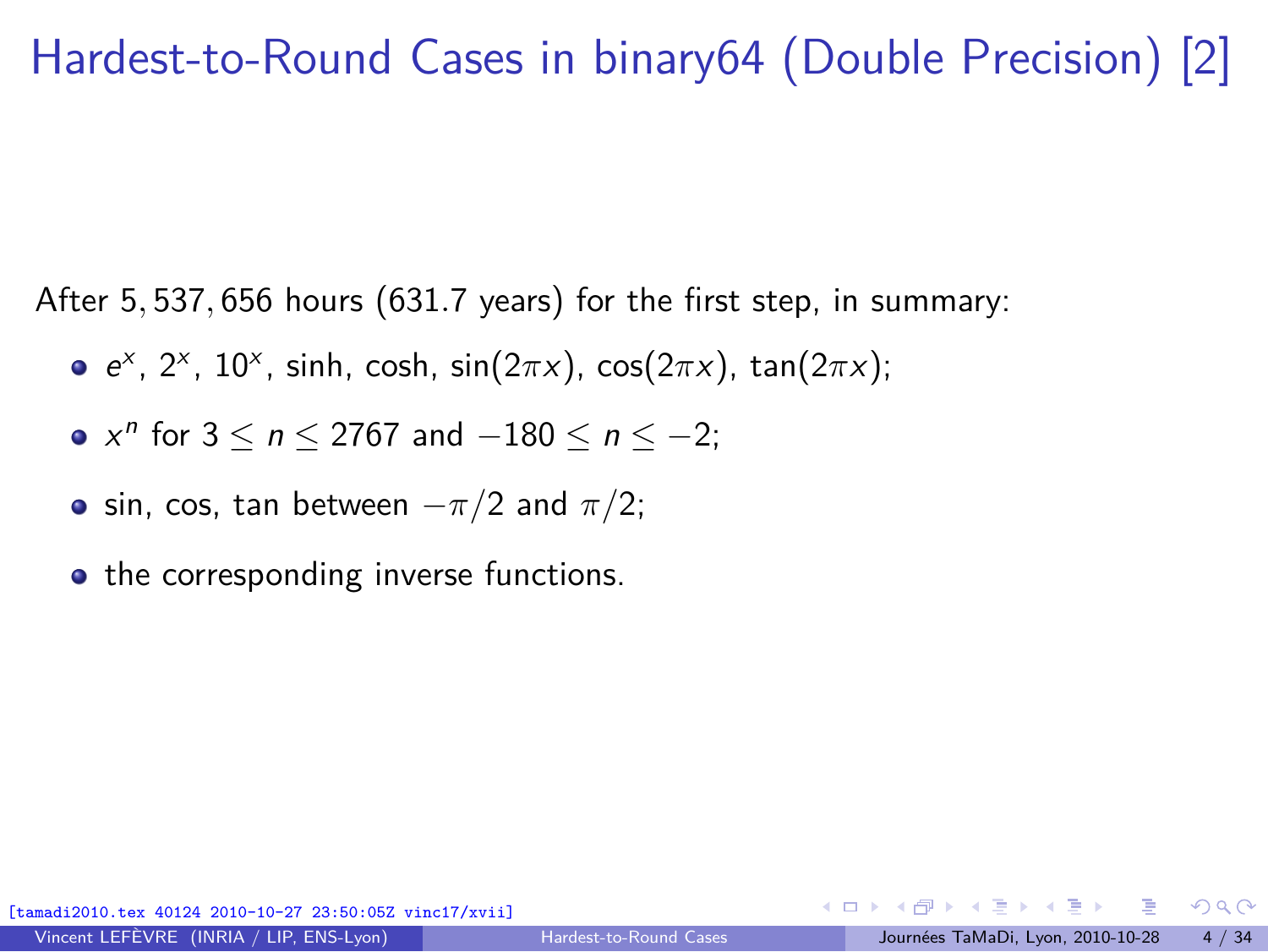# Hardest-to-Round Cases in binary64 (Double Precision) [2]

After 5,537,656 hours (631.7 years) for the first step, in summary:

- $e^x$, $2^x$, $10^x$, sinh, cosh, $\sin(2\pi x)$, $\cos(2\pi x)$, $\tan(2\pi x)$;
- $x^n$ for $3 \leq n \leq 2767$ and $-180 \leq n \leq -2$;
- sin, cos, tan between $-\pi/2$ and $\pi/2$;
- the corresponding inverse functions.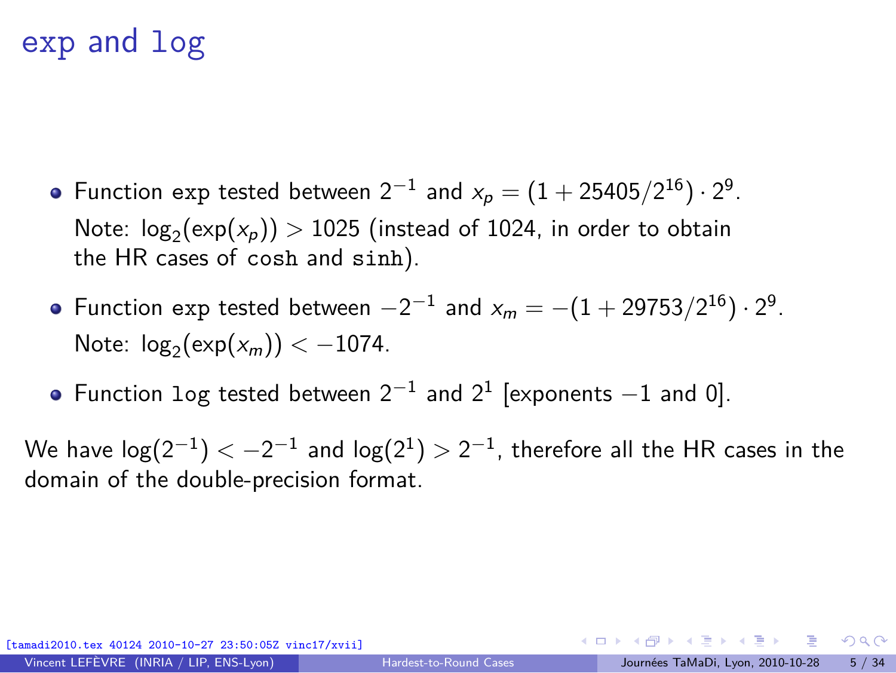# `exp` and `log`

- Function `exp` tested between $2^{-1}$ and $x_p = (1 + 25405/2^{16}) \cdot 2^9$.
  Note: $\log_2(\exp(x_p)) > 1025$ (instead of 1024, in order to obtain the HR cases of `cosh` and `sinh`).
- Function `exp` tested between $-2^{-1}$ and $x_m = -(1 + 29753/2^{16}) \cdot 2^9$.
  Note: $\log_2(\exp(x_m)) < -1074$.
- Function `log` tested between $2^{-1}$ and $2^1$ [exponents $-1$ and 0].

We have $\log(2^{-1}) < -2^{-1}$ and $\log(2^1) > 2^{-1}$, therefore all the HR cases in the domain of the double-precision format.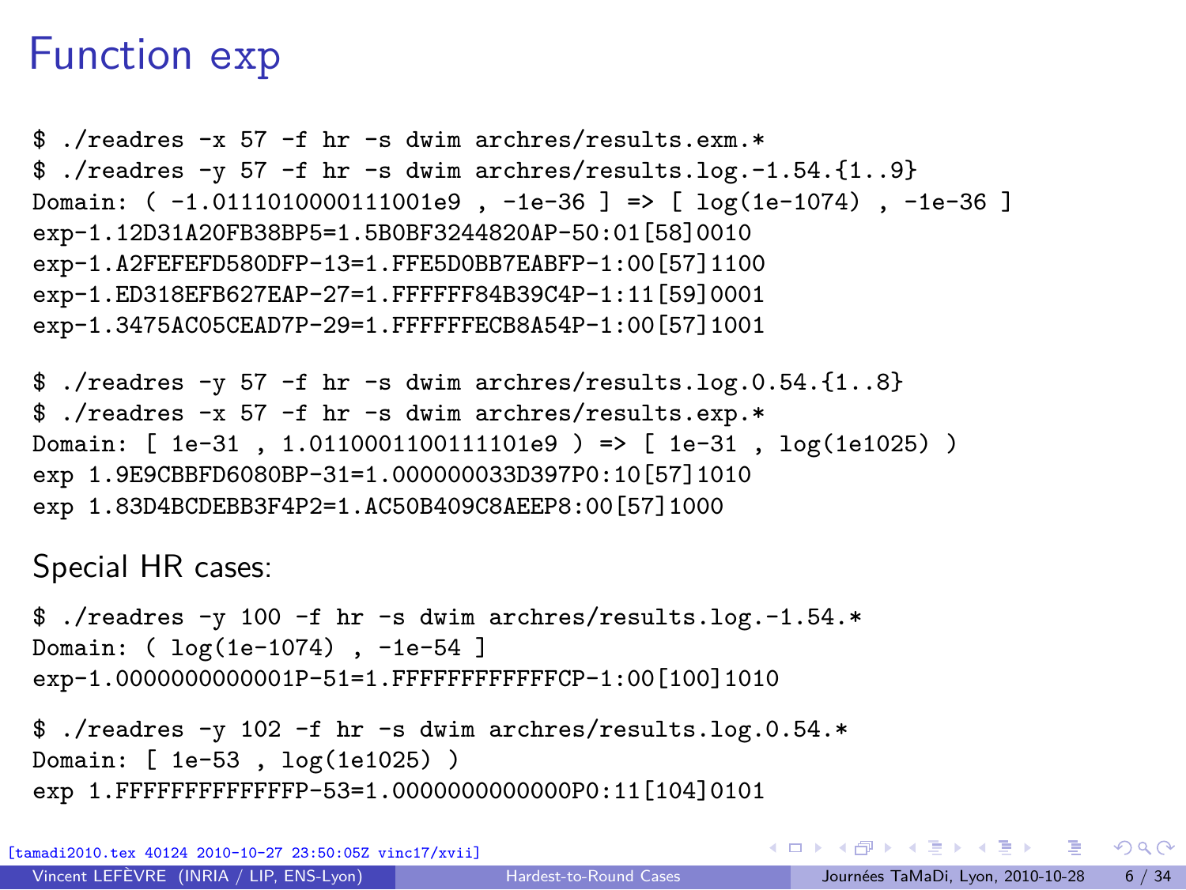# Function exp

```
$ ./readres -x 57 -f hr -s dwim archres/results.exm.*
$ ./readres -y 57 -f hr -s dwim archres/results.log.-1.54.{1..9}
Domain: ( -1.0111010000111001e9 , -1e-36 ] => [ log(1e-1074) , -1e-36 ]
exp-1.12D31A20FB38BP5=1.5B0BF3244820AP-50:01[58]0010
exp-1.A2FEFEFD580DFP-13=1.FFE5D0BB7EABFP-1:00[57]1100
exp-1.ED318EFB627EAP-27=1.FFFFFF84B39C4P-1:11[59]0001
exp-1.3475AC05CEAD7P-29=1.FFFFFFECB8A54P-1:00[57]1001
```

```
$ ./readres -y 57 -f hr -s dwim archres/results.log.0.54.{1..8}
$ ./readres -x 57 -f hr -s dwim archres/results.exp.*
Domain: [ 1e-31 , 1.0110001100111101e9 ) => [ 1e-31 , log(1e1025) )
exp 1.9E9CBBFD6080BP-31=1.000000033D397P0:10[57]1010
exp 1.83D4BCDEBB3F4P2=1.AC50B409C8AEEP8:00[57]1000
```

Special HR cases:

```
$ ./readres -y 100 -f hr -s dwim archres/results.log.-1.54.*
Domain: ( log(1e-1074) , -1e-54 ]
exp-1.0000000000001P-51=1.FFFFFFFFFFFFCP-1:00[100]1010
```

```
$ ./readres -y 102 -f hr -s dwim archres/results.log.0.54.*
Domain: [ 1e-53 , log(1e1025) )
exp 1.FFFFFFFFFFFFFP-53=1.0000000000000P0:11[104]0101
```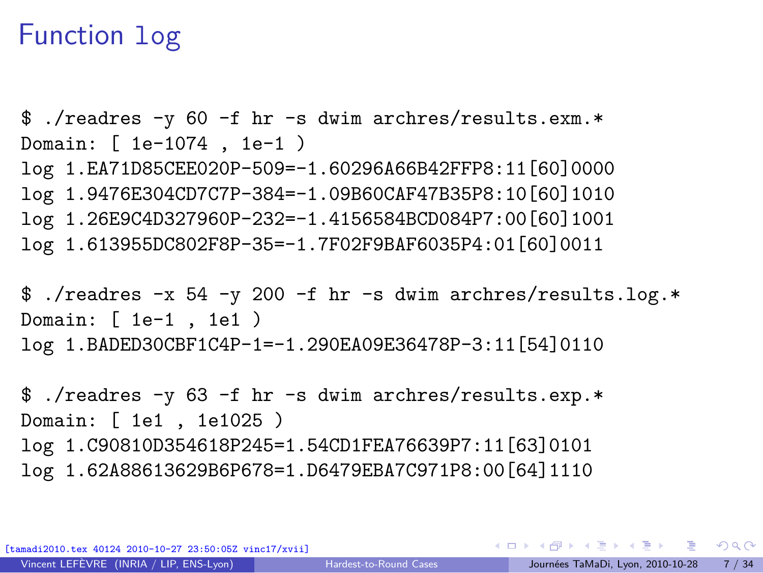# Function log

```
$ ./readres -y 60 -f hr -s dwim archres/results.exm.*
Domain: [ 1e-1074 , 1e-1 )
log 1.EA71D85CEE020P-509=-1.60296A66B42FFP8:11[60]0000
log 1.9476E304CD7C7P-384=-1.09B60CAF47B35P8:10[60]1010
log 1.26E9C4D327960P-232=-1.4156584BCD084P7:00[60]1001
log 1.613955DC802F8P-35=-1.7F02F9BAF6035P4:01[60]0011

$ ./readres -x 54 -y 200 -f hr -s dwim archres/results.log.*
Domain: [ 1e-1 , 1e1 )
log 1.BADED30CBF1C4P-1=-1.290EA09E36478P-3:11[54]0110

$ ./readres -y 63 -f hr -s dwim archres/results.exp.*
Domain: [ 1e1 , 1e1025 )
log 1.C90810D354618P245=1.54CD1FEA76639P7:11[63]0101
log 1.62A88613629B6P678=1.D6479EBA7C971P8:00[64]1110
```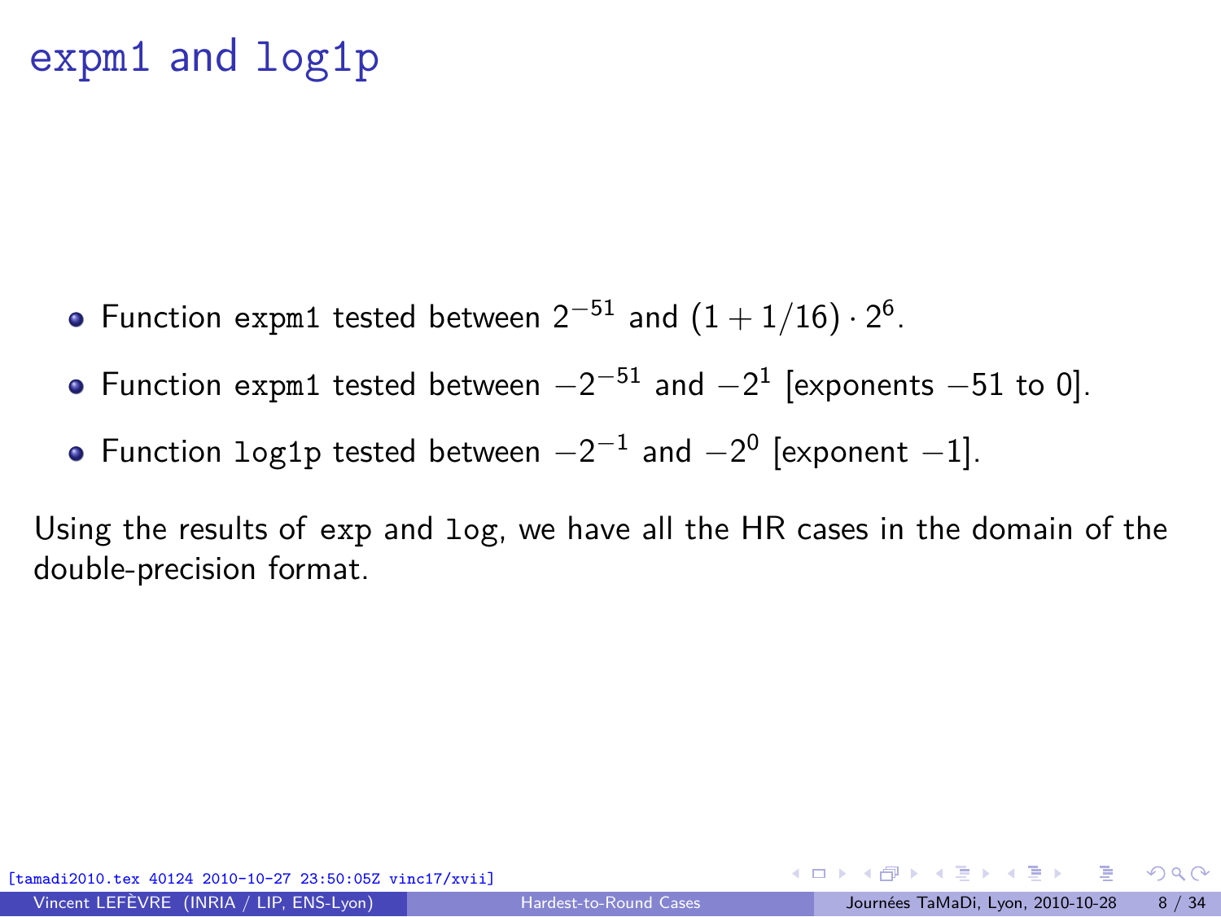# expm1 and log1p

- Function expm1 tested between $2^{-51}$ and $(1 + 1/16) \cdot 2^6$.
- Function expm1 tested between $-2^{-51}$ and $-2^1$ [exponents $-51$ to 0].
- Function log1p tested between $-2^{-1}$ and $-2^0$ [exponent $-1$].

Using the results of exp and log, we have all the HR cases in the domain of the double-precision format.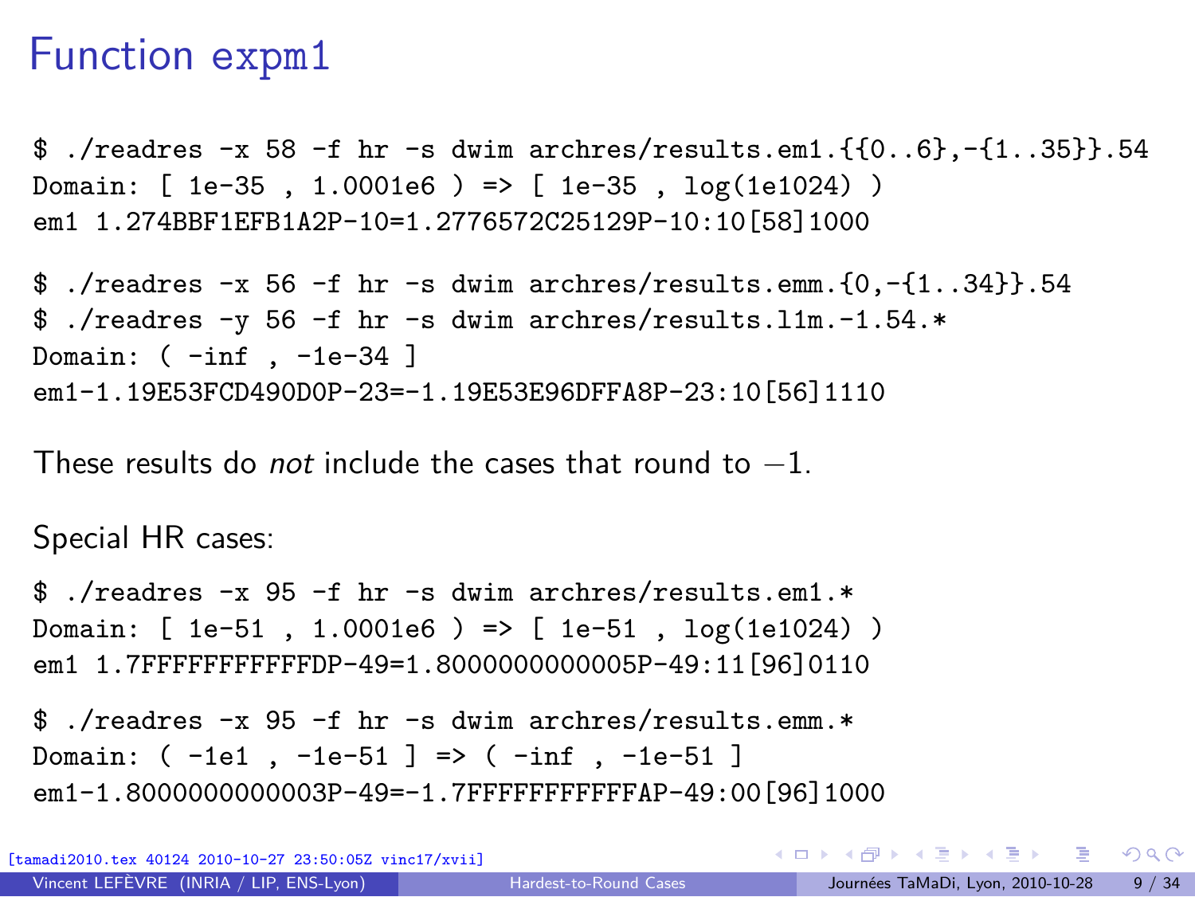# Function expm1

```
$ ./readres -x 58 -f hr -s dwim archres/results.em1.{{0..6},-{1..35}}.54
Domain: [ 1e-35 , 1.0001e6 ) => [ 1e-35 , log(1e1024) )
em1 1.274BBF1EFB1A2P-10=1.2776572C25129P-10:10[58]1000
```

```
$ ./readres -x 56 -f hr -s dwim archres/results.emm.{0,-{1..34}}.54
$ ./readres -y 56 -f hr -s dwim archres/results.l1m.-1.54.*
Domain: ( -inf , -1e-34 ]
em1-1.19E53FCD490D0P-23=-1.19E53E96DFFA8P-23:10[56]1110
```

These results do *not* include the cases that round to $-1$.

Special HR cases:

```
$ ./readres -x 95 -f hr -s dwim archres/results.em1.*
Domain: [ 1e-51 , 1.0001e6 ) => [ 1e-51 , log(1e1024) )
em1 1.7FFFFFFFFFFFDP-49=1.8000000000005P-49:11[96]0110
```

```
$ ./readres -x 95 -f hr -s dwim archres/results.emm.*
Domain: ( -1e1 , -1e-51 ] => ( -inf , -1e-51 ]
em1-1.8000000000003P-49=-1.7FFFFFFFFFFFAP-49:00[96]1000
```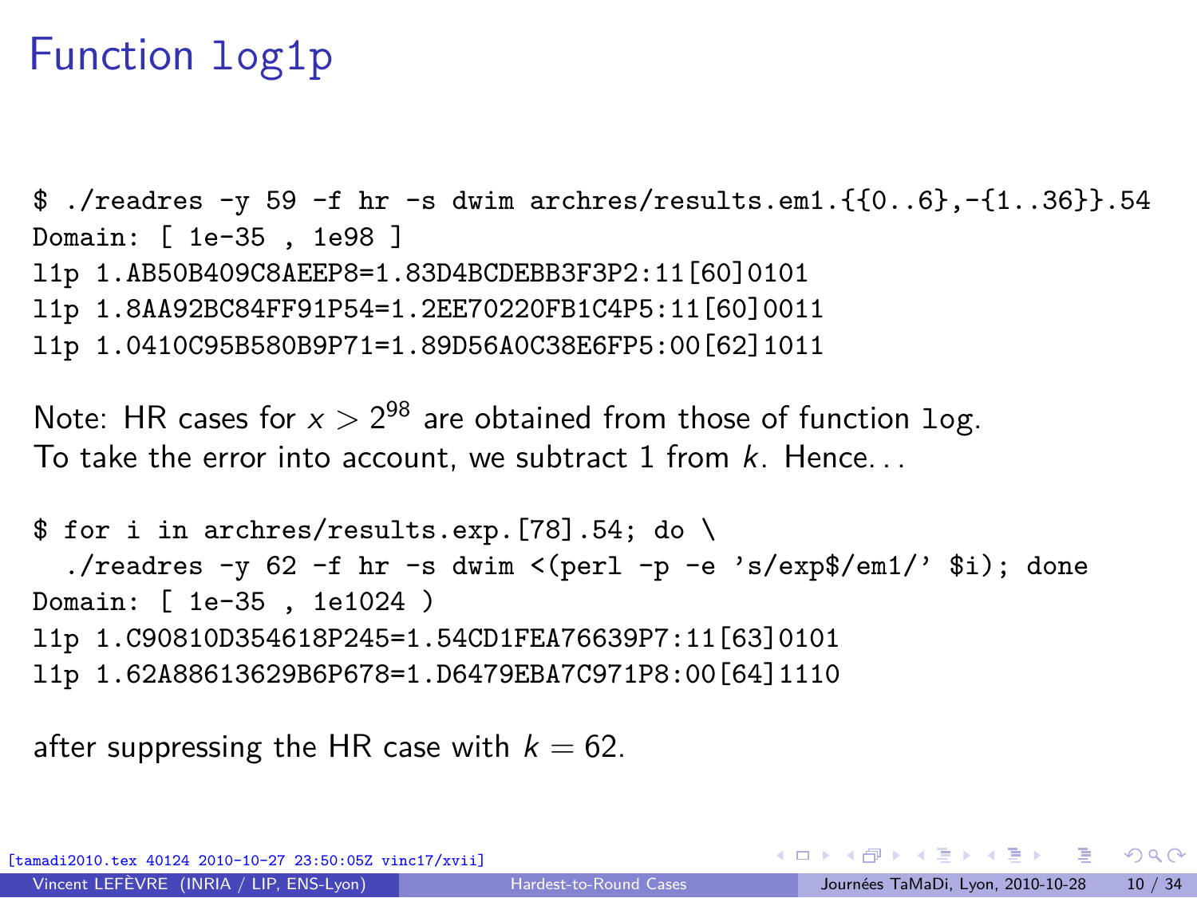# Function log1p

```
$ ./readres -y 59 -f hr -s dwim archres/results.em1.{{0..6},-{1..36}}.54
Domain: [ 1e-35 , 1e98 ]
l1p 1.AB50B409C8AEEP8=1.83D4BCDEBB3F3P2:11[60]0101
l1p 1.8AA92BC84FF91P54=1.2EE70220FB1C4P5:11[60]0011
l1p 1.0410C95B580B9P71=1.89D56A0C38E6FP5:00[62]1011
```

Note: HR cases for $x > 2^{98}$ are obtained from those of function `log`.
To take the error into account, we subtract 1 from $k$. Hence...

```
$ for i in archres/results.exp.[78].54; do \
  ./readres -y 62 -f hr -s dwim <(perl -p -e 's/exp$/em1/' $i); done
Domain: [ 1e-35 , 1e1024 )
l1p 1.C90810D354618P245=1.54CD1FEA76639P7:11[63]0101
l1p 1.62A88613629B6P678=1.D6479EBA7C971P8:00[64]1110
```

after suppressing the HR case with $k = 62$.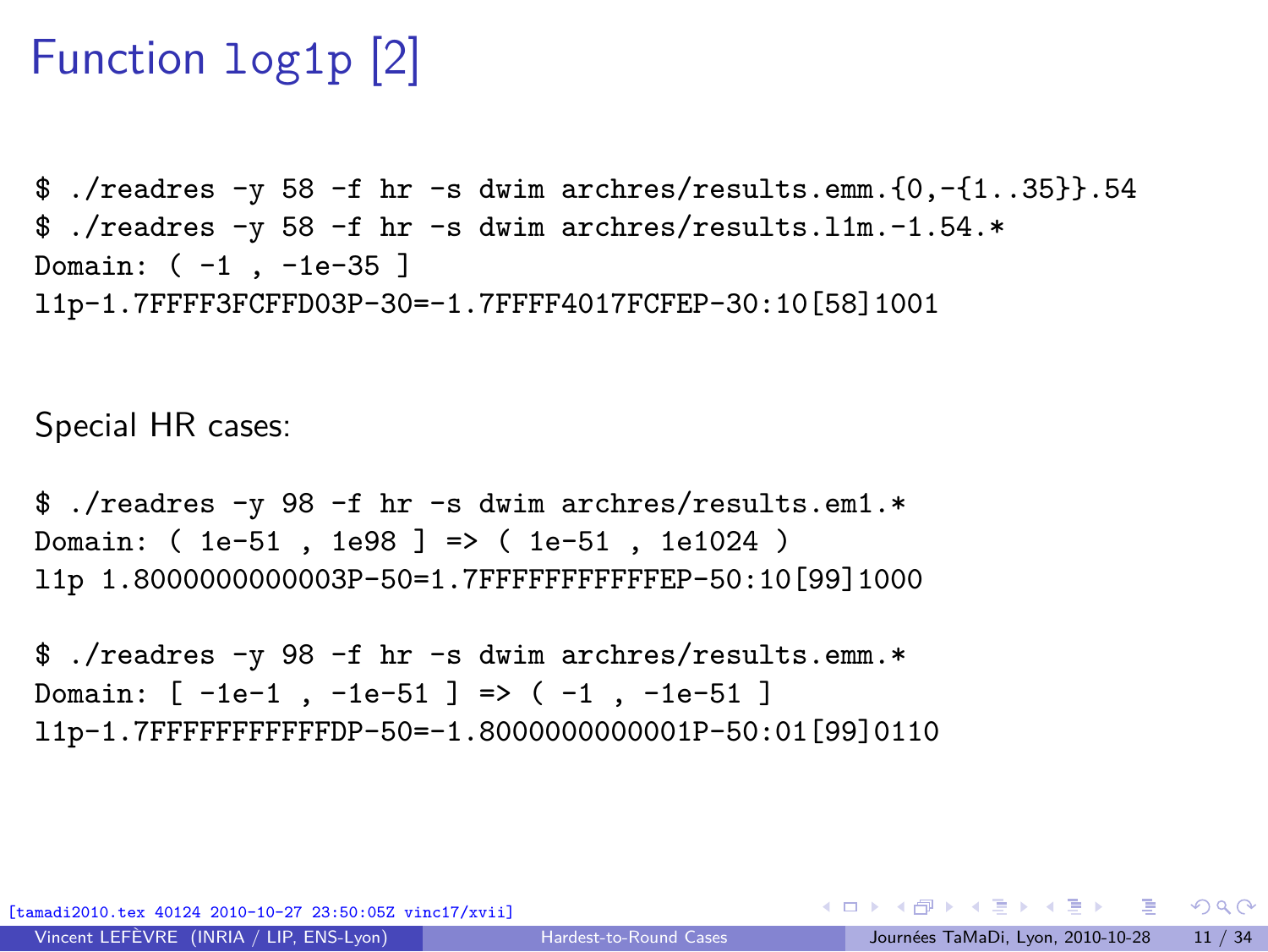# Function log1p [2]

```
$ ./readres -y 58 -f hr -s dwim archres/results.emm.{0,-{1..35}}.54
$ ./readres -y 58 -f hr -s dwim archres/results.l1m.-1.54.*
Domain: ( -1 , -1e-35 ]
l1p-1.7FFFF3FCFFD03P-30=-1.7FFFF4017FCFEP-30:10[58]1001
```

Special HR cases:

```
$ ./readres -y 98 -f hr -s dwim archres/results.em1.*
Domain: ( 1e-51 , 1e98 ] => ( 1e-51 , 1e1024 )
l1p 1.8000000000003P-50=1.7FFFFFFFFFFFEP-50:10[99]1000
```

```
$ ./readres -y 98 -f hr -s dwim archres/results.emm.*
Domain: [ -1e-1 , -1e-51 ] => ( -1 , -1e-51 ]
l1p-1.7FFFFFFFFFFFDP-50=-1.8000000000001P-50:01[99]0110
```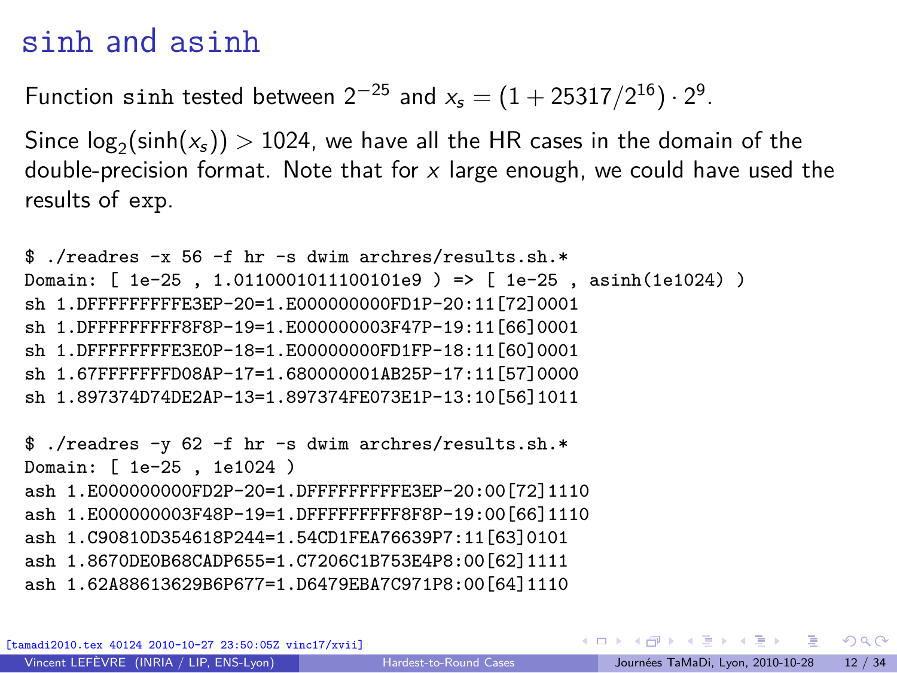# sinh and asinh

Function sinh tested between $2^{-25}$ and $x_s = (1 + 25317/2^{16}) \cdot 2^9$.

Since $\log_2(\sinh(x_s)) > 1024$, we have all the HR cases in the domain of the double-precision format. Note that for $x$ large enough, we could have used the results of exp.

```
$ ./readres -x 56 -f hr -s dwim archres/results.sh.*
Domain: [ 1e-25 , 1.0110001011100101e9 ) => [ 1e-25 , asinh(1e1024) )
sh 1.DFFFFFFFFFE3EP-20=1.E000000000FD1P-20:11[72]0001
sh 1.DFFFFFFFFF8F8P-19=1.E000000003F47P-19:11[66]0001
sh 1.DFFFFFFFFE3E0P-18=1.E00000000FD1FP-18:11[60]0001
sh 1.67FFFFFFFD08AP-17=1.680000001AB25P-17:11[57]0000
sh 1.897374D74DE2AP-13=1.897374FE073E1P-13:10[56]1011

$ ./readres -y 62 -f hr -s dwim archres/results.sh.*
Domain: [ 1e-25 , 1e1024 )
ash 1.E000000000FD2P-20=1.DFFFFFFFFFE3EP-20:00[72]1110
ash 1.E000000003F48P-19=1.DFFFFFFFFF8F8P-19:00[66]1110
ash 1.C90810D354618P244=1.54CD1FEA76639P7:11[63]0101
ash 1.8670DE0B68CADP655=1.C7206C1B753E4P8:00[62]1111
ash 1.62A88613629B6P677=1.D6479EBA7C971P8:00[64]1110
```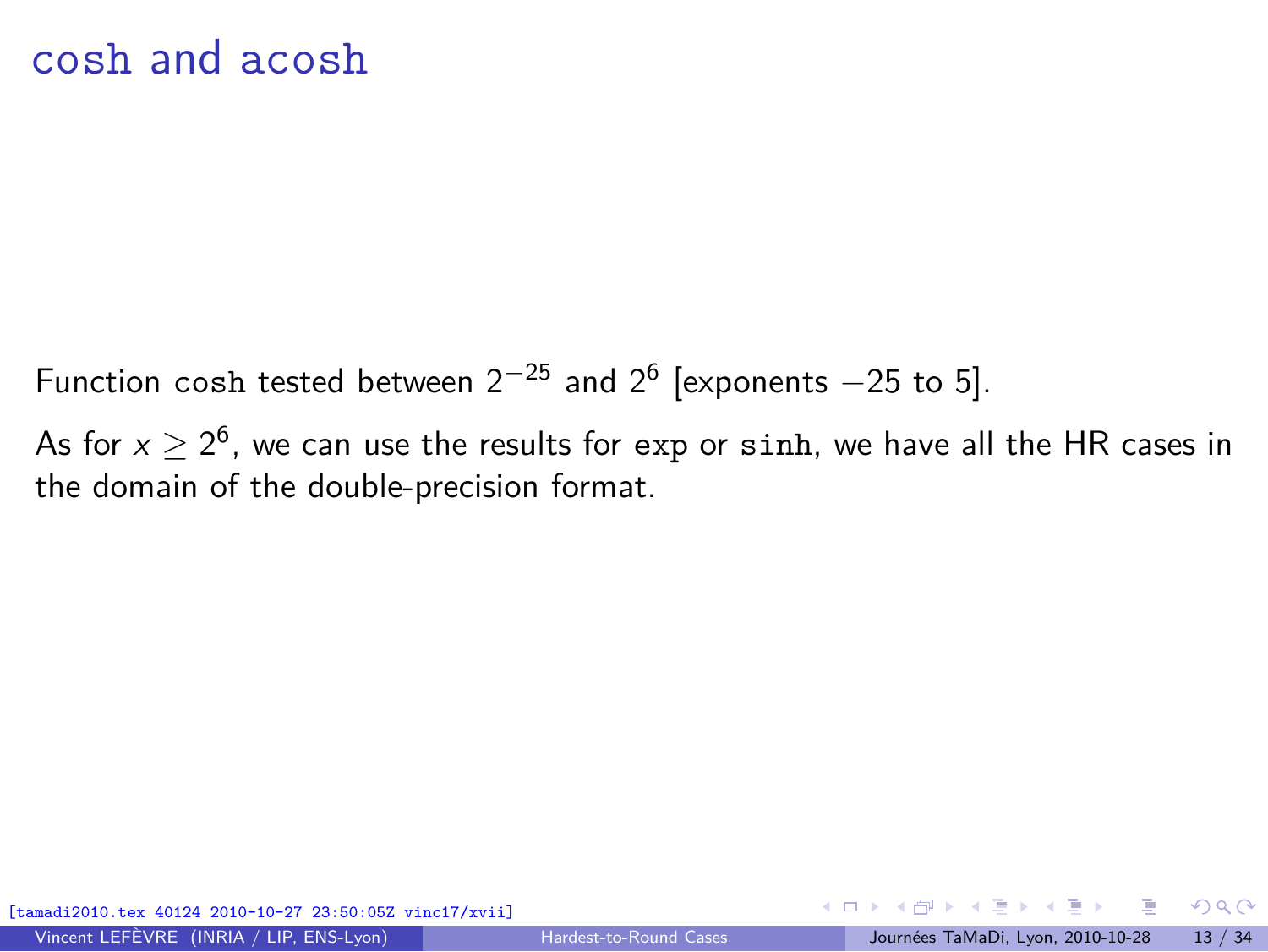# cosh and acosh

Function `cosh` tested between $2^{-25}$ and $2^{6}$ [exponents $-25$ to 5].

As for $x \geq 2^{6}$, we can use the results for `exp` or `sinh`, we have all the HR cases in the domain of the double-precision format.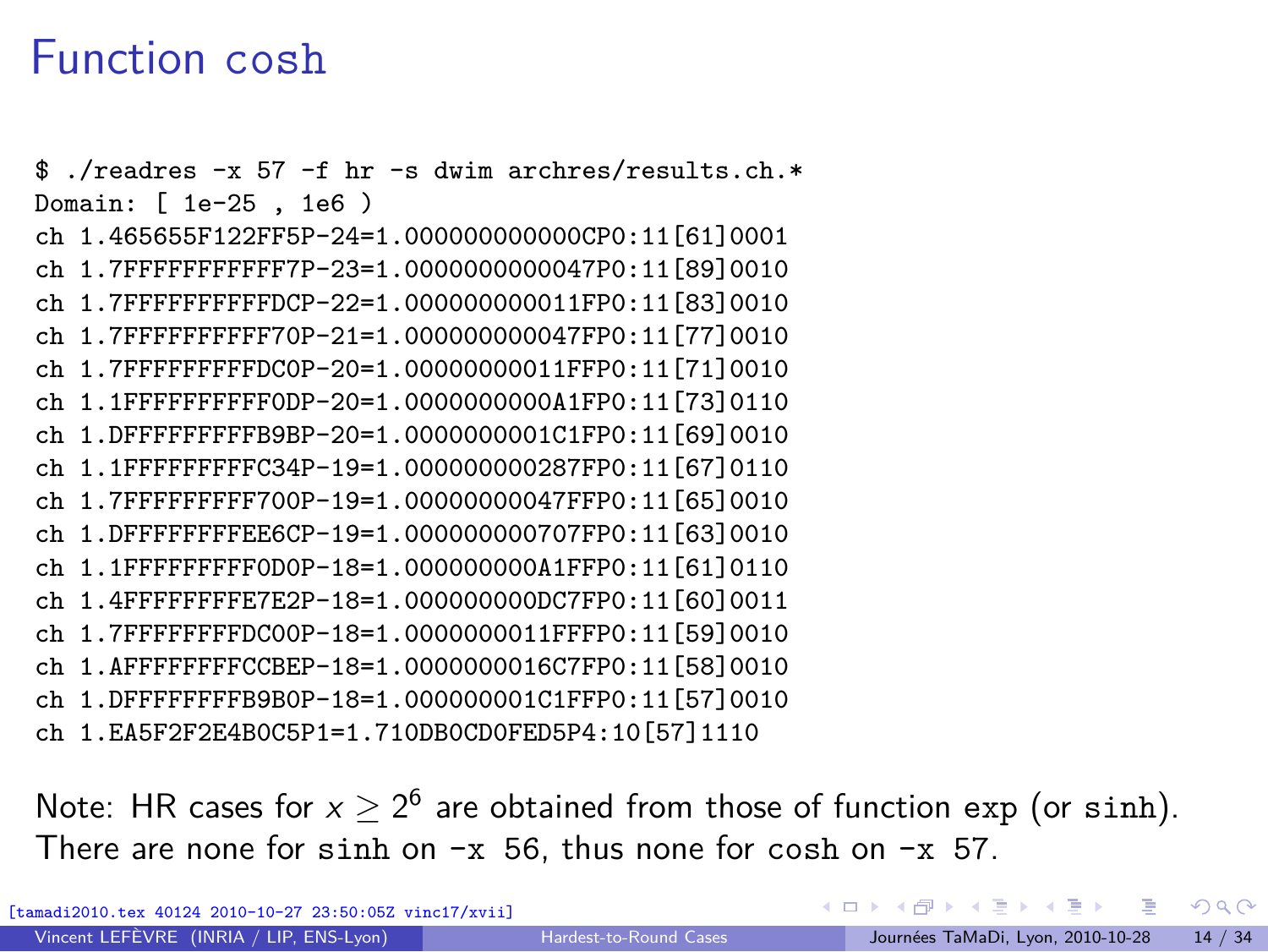# Function cosh

```
$ ./readres -x 57 -f hr -s dwim archres/results.ch.*
Domain: [ 1e-25 , 1e6 )
ch 1.465655F122FF5P-24=1.000000000000CP0:11[61]0001
ch 1.7FFFFFFFFFFF7P-23=1.0000000000047P0:11[89]0010
ch 1.7FFFFFFFFFFDCP-22=1.000000000011FP0:11[83]0010
ch 1.7FFFFFFFFFF70P-21=1.000000000047FP0:11[77]0010
ch 1.7FFFFFFFFFDC0P-20=1.00000000011FFP0:11[71]0010
ch 1.1FFFFFFFFFF0DP-20=1.0000000000A1FP0:11[73]0110
ch 1.DFFFFFFFFFB9BP-20=1.0000000001C1FP0:11[69]0010
ch 1.1FFFFFFFFFC34P-19=1.000000000287FP0:11[67]0110
ch 1.7FFFFFFFFF700P-19=1.00000000047FFP0:11[65]0010
ch 1.DFFFFFFFFEE6CP-19=1.000000000707FP0:11[63]0010
ch 1.1FFFFFFFFF0D0P-18=1.000000000A1FFP0:11[61]0110
ch 1.4FFFFFFFFE7E2P-18=1.000000000DC7FP0:11[60]0011
ch 1.7FFFFFFFFDC00P-18=1.0000000011FFFP0:11[59]0010
ch 1.AFFFFFFFFCCBEP-18=1.0000000016C7FP0:11[58]0010
ch 1.DFFFFFFFFB9B0P-18=1.000000001C1FFP0:11[57]0010
ch 1.EA5F2F2E4B0C5P1=1.710DB0CD0FED5P4:10[57]1110
```

Note: HR cases for $x \geq 2^6$ are obtained from those of function `exp` (or `sinh`). There are none for `sinh` on `-x 56`, thus none for `cosh` on `-x 57`.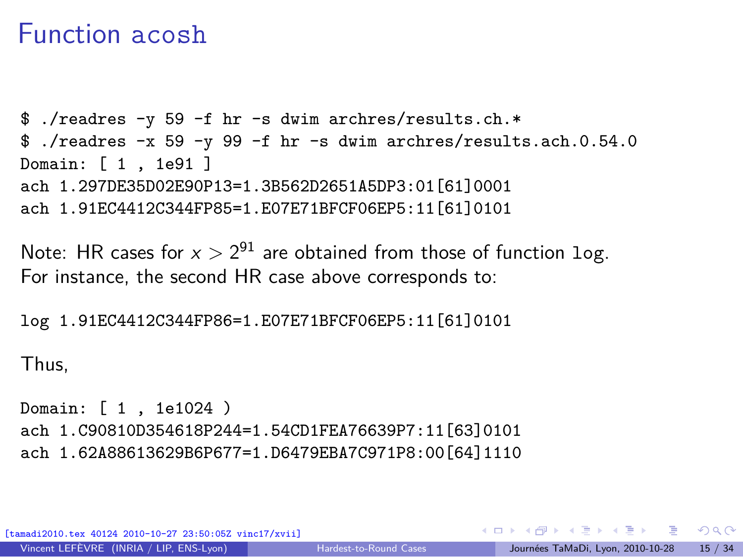# Function acosh

```
$ ./readres -y 59 -f hr -s dwim archres/results.ch.*
$ ./readres -x 59 -y 99 -f hr -s dwim archres/results.ach.0.54.0
Domain: [ 1 , 1e91 ]
ach 1.297DE35D02E90P13=1.3B562D2651A5DP3:01[61]0001
ach 1.91EC4412C344FP85=1.E07E71BFCF06EP5:11[61]0101
```

Note: HR cases for $x > 2^{91}$ are obtained from those of function `log`. For instance, the second HR case above corresponds to:

```
log 1.91EC4412C344FP86=1.E07E71BFCF06EP5:11[61]0101
```

Thus,

```
Domain: [ 1 , 1e1024 )
ach 1.C90810D354618P244=1.54CD1FEA76639P7:11[63]0101
ach 1.62A88613629B6P677=1.D6479EBA7C971P8:00[64]1110
```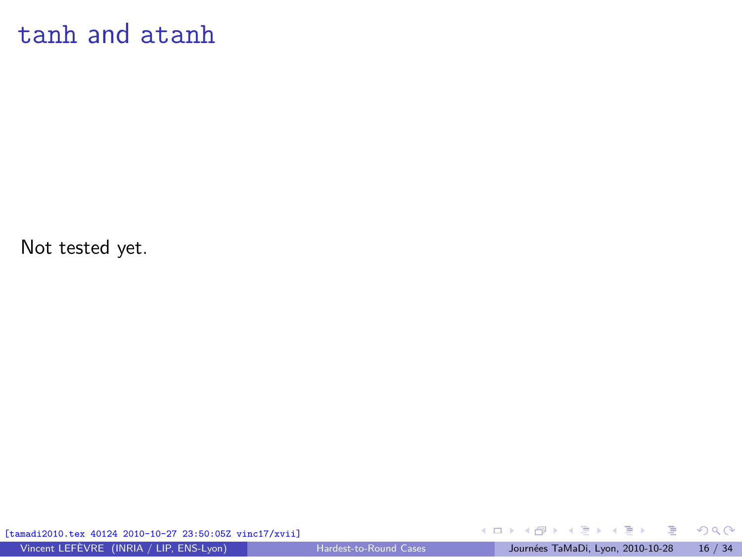# tanh and atanh

Not tested yet.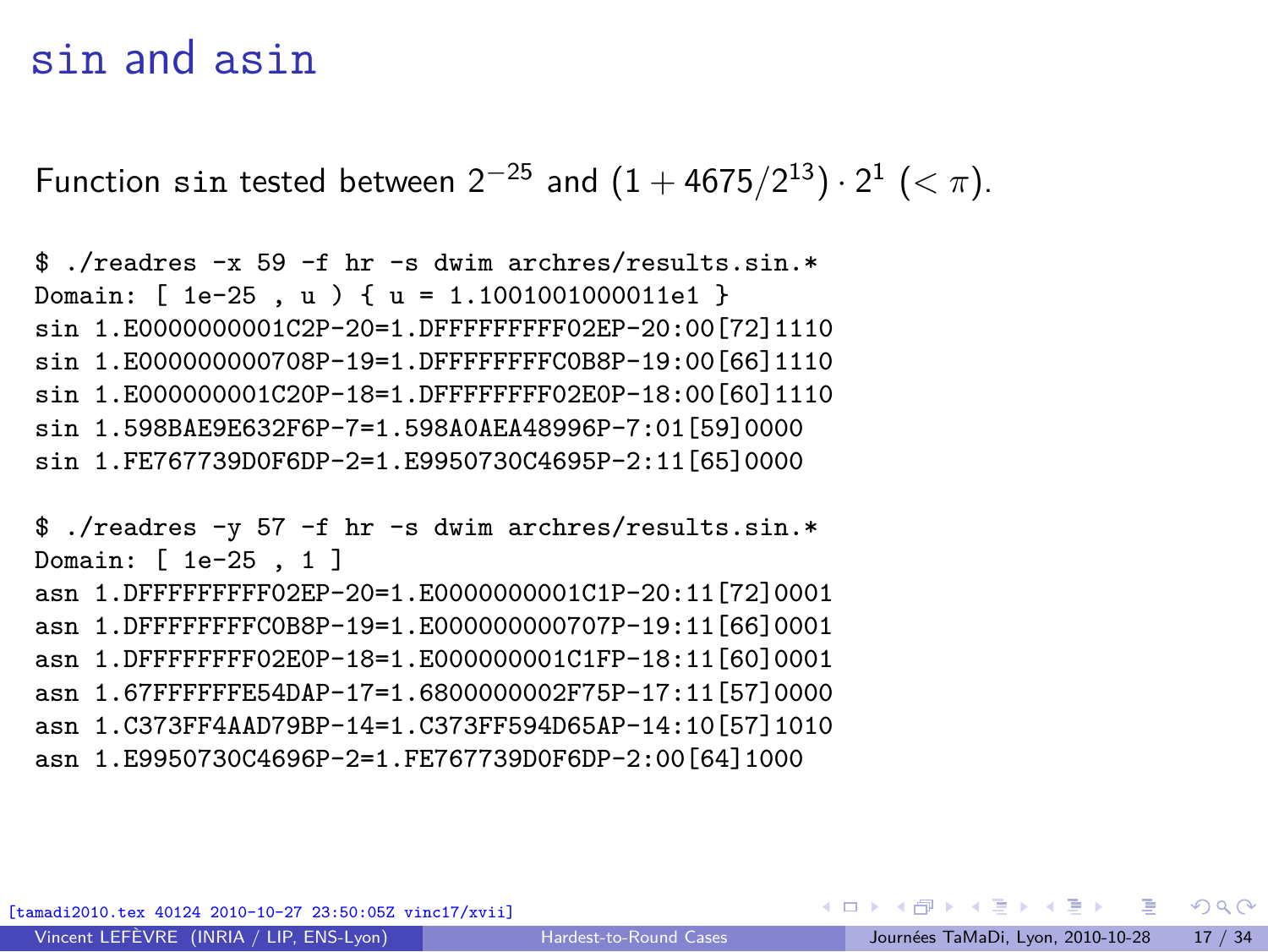# sin and asin

Function sin tested between $2^{-25}$ and $(1 + 4675/2^{13}) \cdot 2^1$ $(< \pi)$.

```
$ ./readres -x 59 -f hr -s dwim archres/results.sin.*
Domain: [ 1e-25 , u ) { u = 1.1001001000011e1 }
sin 1.E0000000001C2P-20=1.DFFFFFFFFF02EP-20:00[72]1110
sin 1.E000000000708P-19=1.DFFFFFFFFC0B8P-19:00[66]1110
sin 1.E000000001C20P-18=1.DFFFFFFFF02E0P-18:00[60]1110
sin 1.598BAE9E632F6P-7=1.598A0AEA48996P-7:01[59]0000
sin 1.FE767739D0F6DP-2=1.E9950730C4695P-2:11[65]0000
```

```
$ ./readres -y 57 -f hr -s dwim archres/results.sin.*
Domain: [ 1e-25 , 1 ]
asn 1.DFFFFFFFFF02EP-20=1.E0000000001C1P-20:11[72]0001
asn 1.DFFFFFFFFC0B8P-19=1.E000000000707P-19:11[66]0001
asn 1.DFFFFFFFF02E0P-18=1.E000000001C1FP-18:11[60]0001
asn 1.67FFFFFFE54DAP-17=1.6800000002F75P-17:11[57]0000
asn 1.C373FF4AAD79BP-14=1.C373FF594D65AP-14:10[57]1010
asn 1.E9950730C4696P-2=1.FE767739D0F6DP-2:00[64]1000
```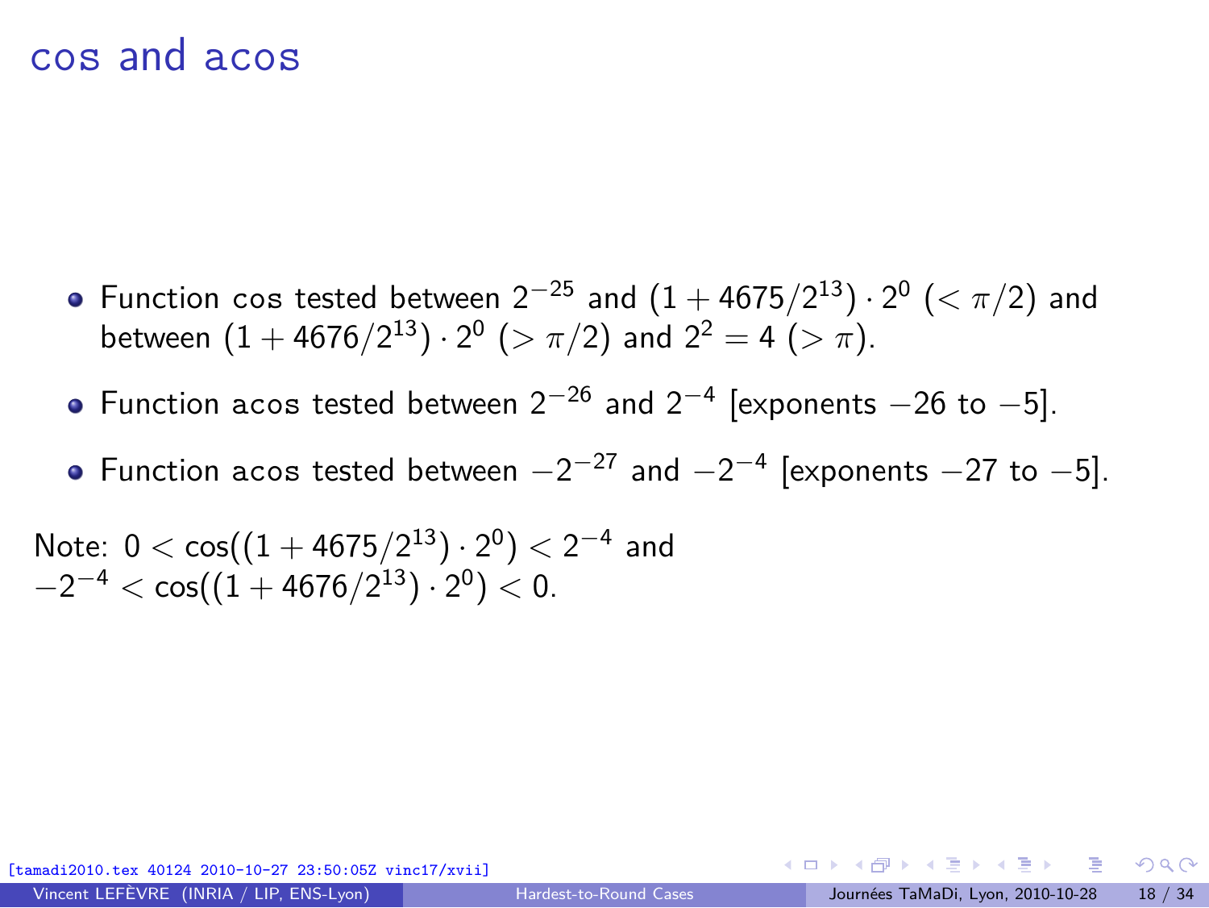# cos and acos

- Function cos tested between $2^{-25}$ and $(1 + 4675/2^{13}) \cdot 2^0$ ($< \pi/2$) and between $(1 + 4676/2^{13}) \cdot 2^0$ ($> \pi/2$) and $2^2 = 4$ ($> \pi$).
- Function acos tested between $2^{-26}$ and $2^{-4}$ [exponents $-26$ to $-5$].
- Function acos tested between $-2^{-27}$ and $-2^{-4}$ [exponents $-27$ to $-5$].

Note: $0 < \cos((1 + 4675/2^{13}) \cdot 2^0) < 2^{-4}$ and $-2^{-4} < \cos((1 + 4676/2^{13}) \cdot 2^0) < 0$.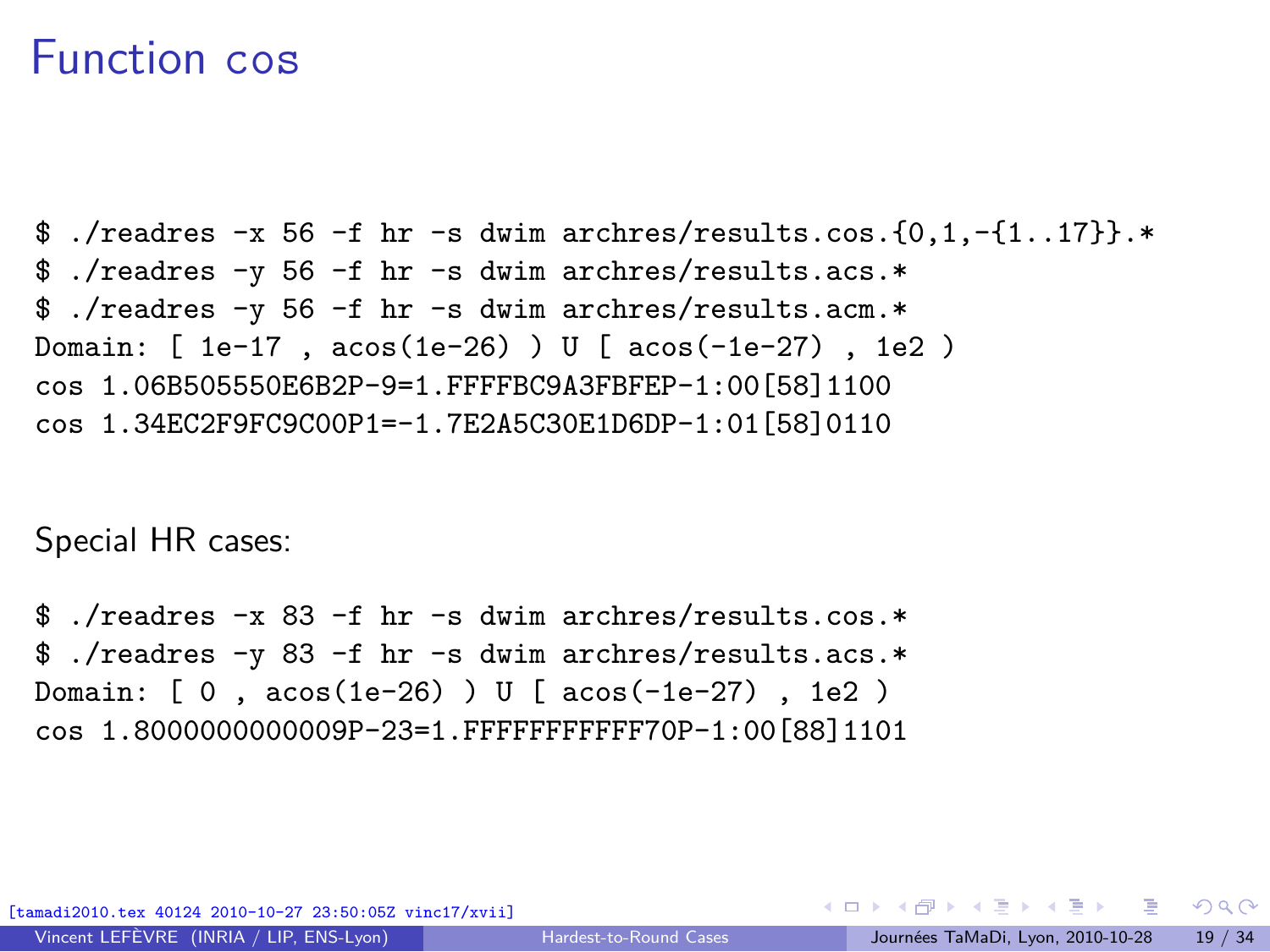# Function cos

```
$ ./readres -x 56 -f hr -s dwim archres/results.cos.{0,1,-{1..17}}.*
$ ./readres -y 56 -f hr -s dwim archres/results.acs.*
$ ./readres -y 56 -f hr -s dwim archres/results.acm.*
Domain: [ 1e-17 , acos(1e-26) ) U [ acos(-1e-27) , 1e2 )
cos 1.06B505550E6B2P-9=1.FFFFBC9A3FBFEP-1:00[58]1100
cos 1.34EC2F9FC9C00P1=-1.7E2A5C30E1D6DP-1:01[58]0110
```

Special HR cases:

```
$ ./readres -x 83 -f hr -s dwim archres/results.cos.*
$ ./readres -y 83 -f hr -s dwim archres/results.acs.*
Domain: [ 0 , acos(1e-26) ) U [ acos(-1e-27) , 1e2 )
cos 1.8000000000009P-23=1.FFFFFFFFFFF70P-1:00[88]1101
```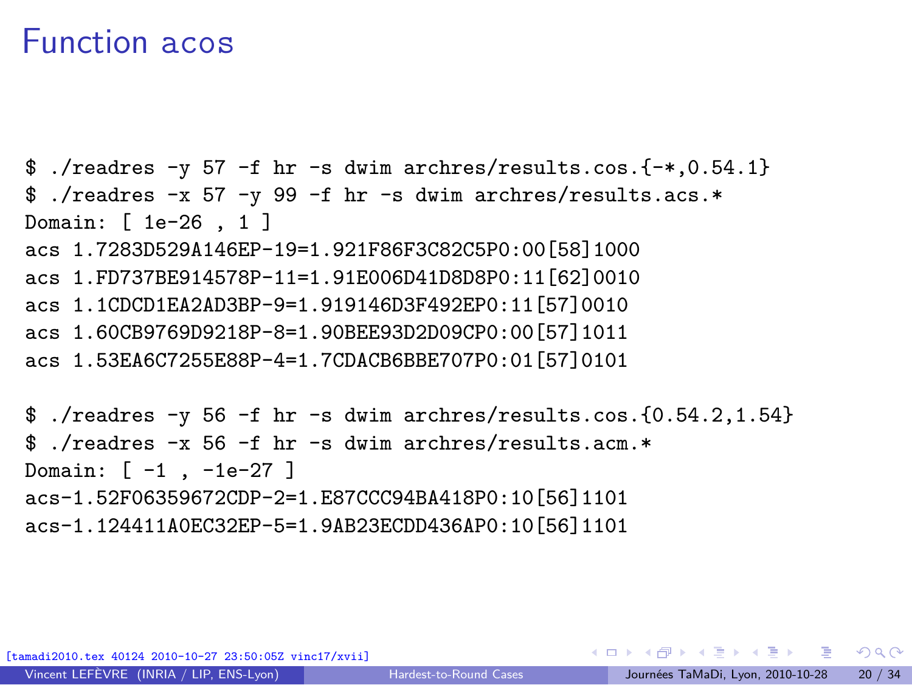# Function acos

```
$ ./readres -y 57 -f hr -s dwim archres/results.cos.{-*,0.54.1}
$ ./readres -x 57 -y 99 -f hr -s dwim archres/results.acs.*
Domain: [ 1e-26 , 1 ]
acs 1.7283D529A146EP-19=1.921F86F3C82C5P0:00[58]1000
acs 1.FD737BE914578P-11=1.91E006D41D8D8P0:11[62]0010
acs 1.1CDCD1EA2AD3BP-9=1.919146D3F492EP0:11[57]0010
acs 1.60CB9769D9218P-8=1.90BEE93D2D09CP0:00[57]1011
acs 1.53EA6C7255E88P-4=1.7CDACB6BBE707P0:01[57]0101

$ ./readres -y 56 -f hr -s dwim archres/results.cos.{0.54.2,1.54}
$ ./readres -x 56 -f hr -s dwim archres/results.acm.*
Domain: [ -1 , -1e-27 ]
acs-1.52F06359672CDP-2=1.E87CCC94BA418P0:10[56]1101
acs-1.124411A0EC32EP-5=1.9AB23ECDD436AP0:10[56]1101
```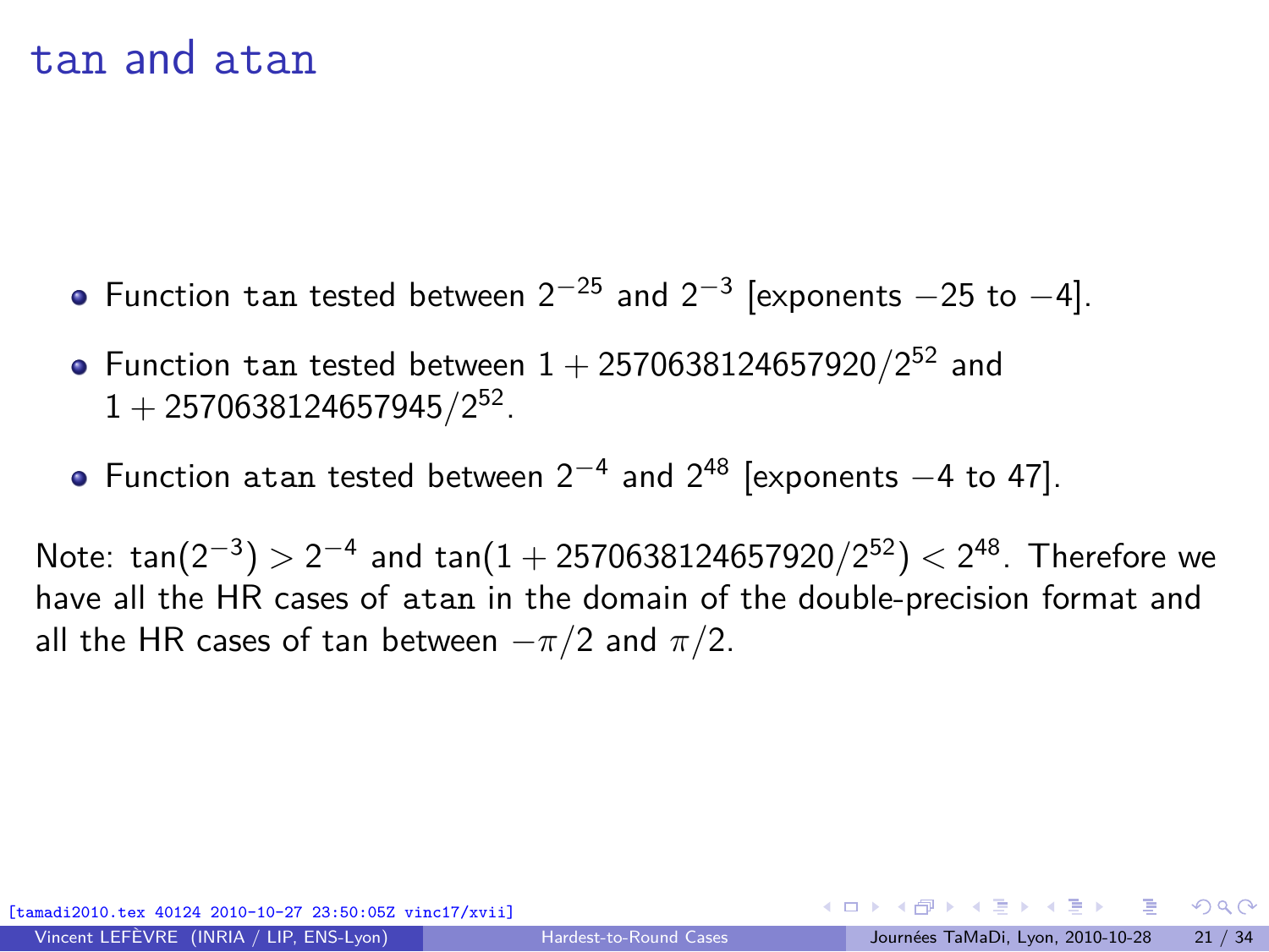# tan and atan

- Function tan tested between $2^{-25}$ and $2^{-3}$ [exponents $-25$ to $-4$].
- Function tan tested between $1 + 2570638124657920/2^{52}$ and $1 + 2570638124657945/2^{52}$.
- Function atan tested between $2^{-4}$ and $2^{48}$ [exponents $-4$ to $47$].

Note: $\tan(2^{-3}) > 2^{-4}$ and $\tan(1 + 2570638124657920/2^{52}) < 2^{48}$. Therefore we have all the HR cases of atan in the domain of the double-precision format and all the HR cases of tan between $-\pi/2$ and $\pi/2$.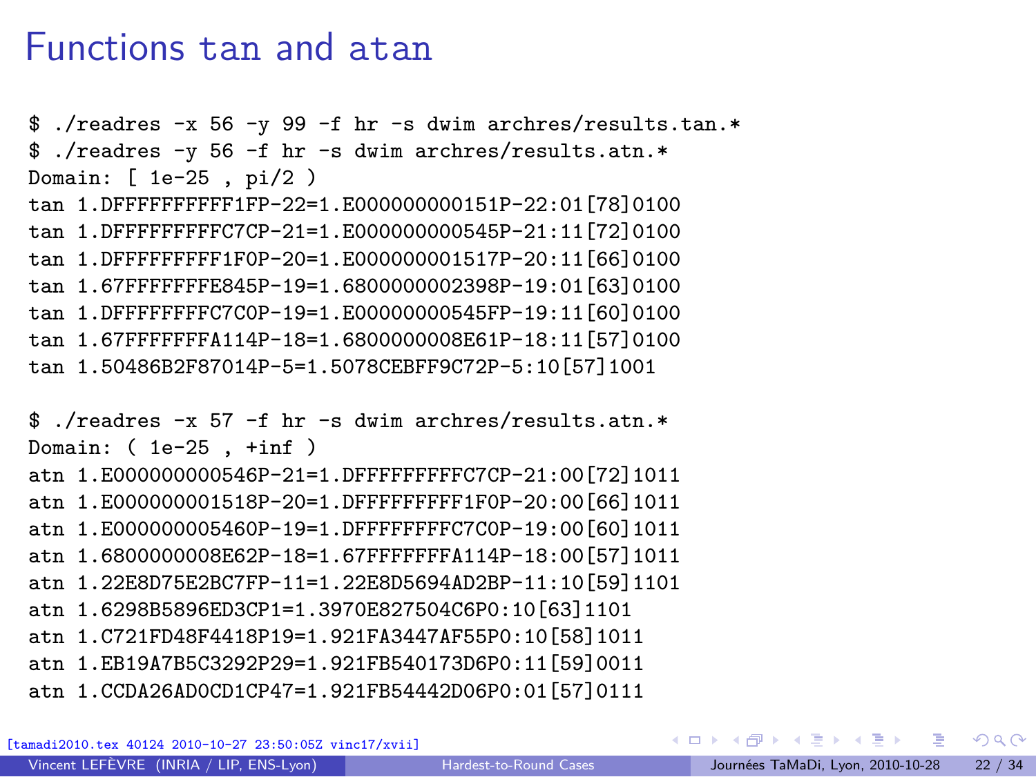# Functions tan and atan

```
$ ./readres -x 56 -y 99 -f hr -s dwim archres/results.tan.*
$ ./readres -y 56 -f hr -s dwim archres/results.atn.*
Domain: [ 1e-25 , pi/2 )
tan 1.DFFFFFFFFFF1FP-22=1.E000000000151P-22:01[78]0100
tan 1.DFFFFFFFFFC7CP-21=1.E000000000545P-21:11[72]0100
tan 1.DFFFFFFFFF1F0P-20=1.E000000001517P-20:11[66]0100
tan 1.67FFFFFFFE845P-19=1.6800000002398P-19:01[63]0100
tan 1.DFFFFFFFFC7C0P-19=1.E00000000545FP-19:11[60]0100
tan 1.67FFFFFFFA114P-18=1.6800000008E61P-18:11[57]0100
tan 1.50486B2F87014P-5=1.5078CEBFF9C72P-5:10[57]1001

$ ./readres -x 57 -f hr -s dwim archres/results.atn.*
Domain: ( 1e-25 , +inf )
atn 1.E000000000546P-21=1.DFFFFFFFFFC7CP-21:00[72]1011
atn 1.E000000001518P-20=1.DFFFFFFFFF1F0P-20:00[66]1011
atn 1.E000000005460P-19=1.DFFFFFFFFC7C0P-19:00[60]1011
atn 1.6800000008E62P-18=1.67FFFFFFFA114P-18:00[57]1011
atn 1.22E8D75E2BC7FP-11=1.22E8D5694AD2BP-11:10[59]1101
atn 1.6298B5896ED3CP1=1.3970E827504C6P0:10[63]1101
atn 1.C721FD48F4418P19=1.921FA3447AF55P0:10[58]1011
atn 1.EB19A7B5C3292P29=1.921FB540173D6P0:11[59]0011
atn 1.CCDA26AD0CD1CP47=1.921FB54442D06P0:01[57]0111
```

[tamadi2010.tex 40124 2010-10-27 23:50:05Z vinc17/xvii]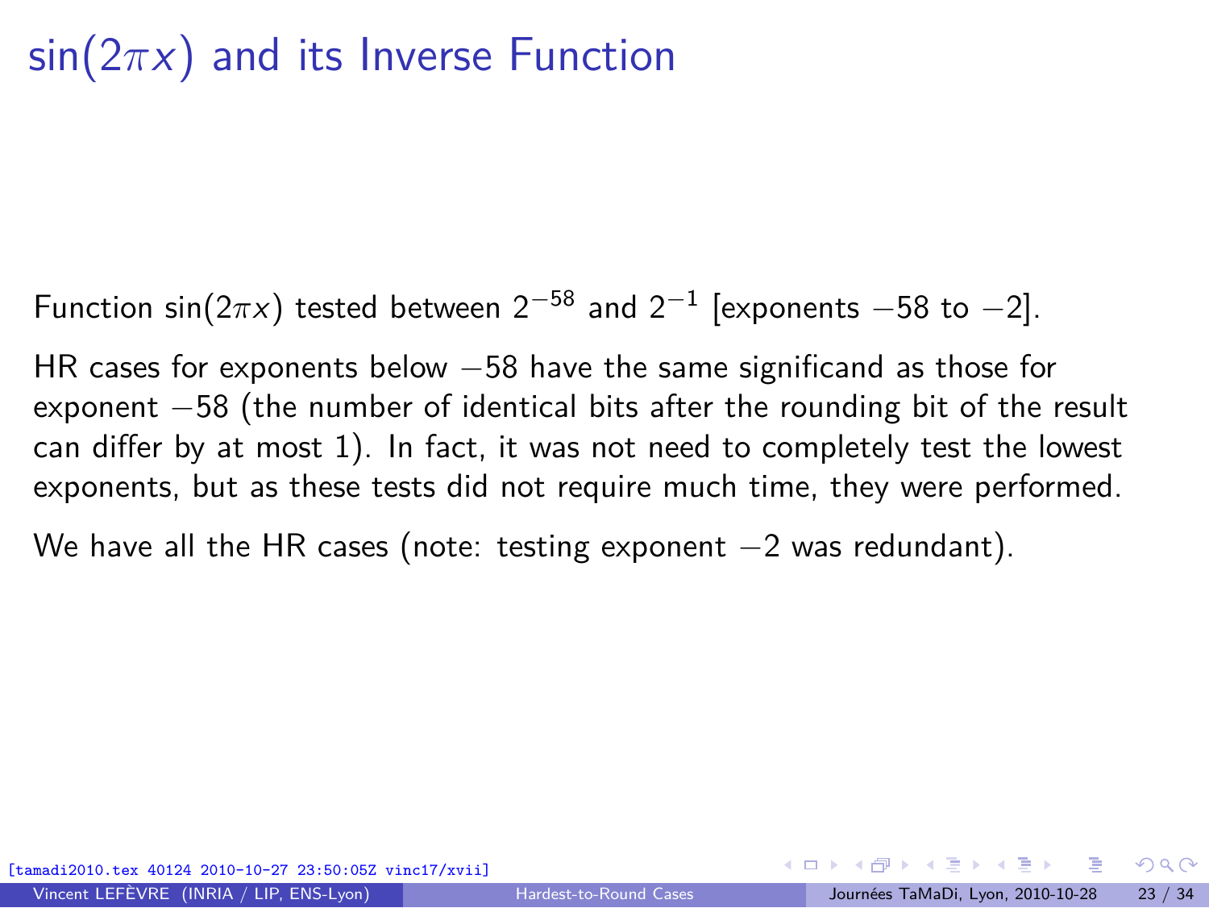# $\sin(2\pi x)$ and its Inverse Function

Function $\sin(2\pi x)$ tested between $2^{-58}$ and $2^{-1}$ [exponents $-58$ to $-2$].

HR cases for exponents below $-58$ have the same significand as those for exponent $-58$ (the number of identical bits after the rounding bit of the result can differ by at most 1). In fact, it was not need to completely test the lowest exponents, but as these tests did not require much time, they were performed.

We have all the HR cases (note: testing exponent $-2$ was redundant).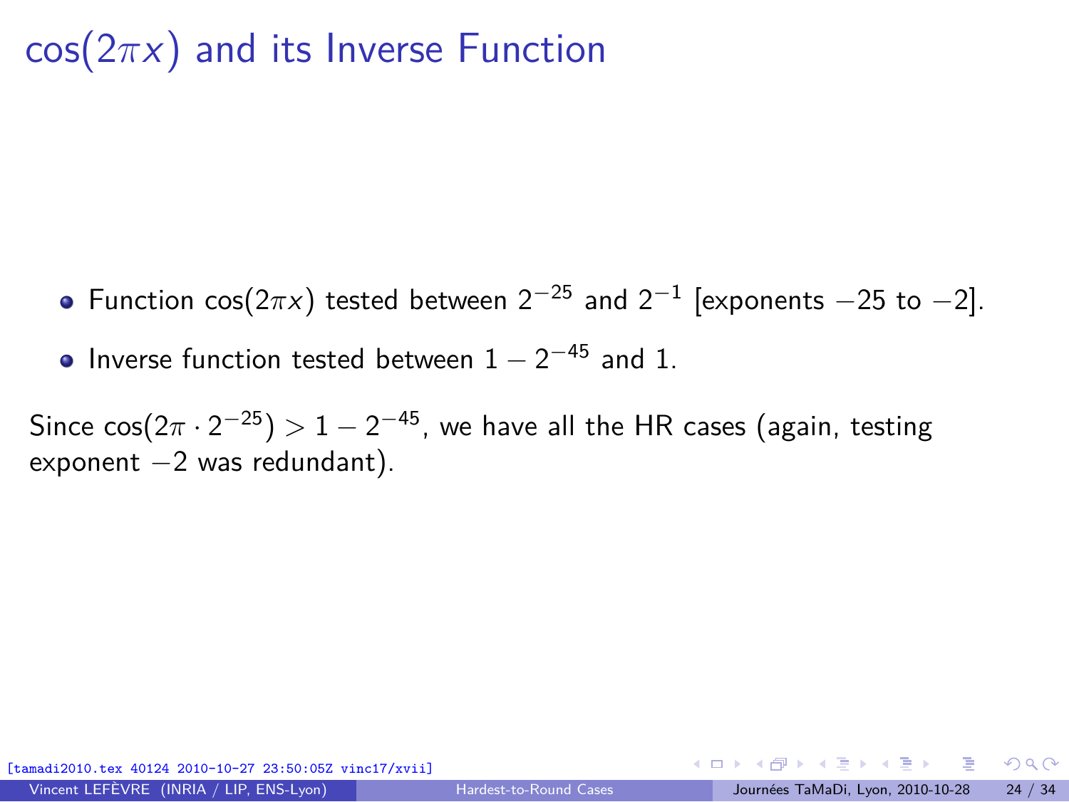# $\cos(2\pi x)$ and its Inverse Function

- Function $\cos(2\pi x)$ tested between $2^{-25}$ and $2^{-1}$ [exponents $-25$ to $-2$].
- Inverse function tested between $1 - 2^{-45}$ and 1.

Since $\cos(2\pi \cdot 2^{-25}) > 1 - 2^{-45}$, we have all the HR cases (again, testing exponent $-2$ was redundant).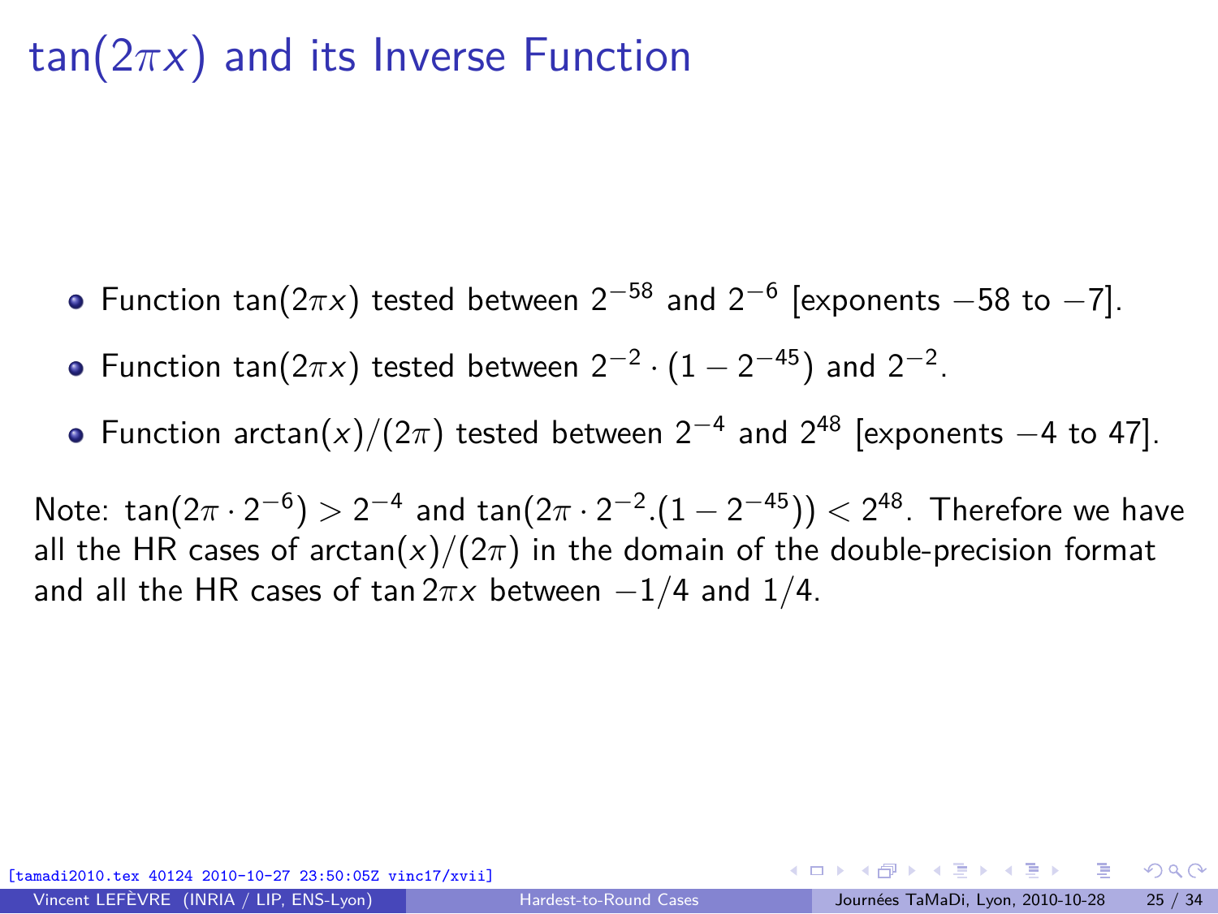# $\tan(2\pi x)$ and its Inverse Function

- Function $\tan(2\pi x)$ tested between $2^{-58}$ and $2^{-6}$ [exponents $-58$ to $-7$].
- Function $\tan(2\pi x)$ tested between $2^{-2} \cdot (1 - 2^{-45})$ and $2^{-2}$.
- Function $\arctan(x)/(2\pi)$ tested between $2^{-4}$ and $2^{48}$ [exponents $-4$ to $47$].

Note: $\tan(2\pi \cdot 2^{-6}) > 2^{-4}$ and $\tan(2\pi \cdot 2^{-2}.(1 - 2^{-45})) < 2^{48}$. Therefore we have all the HR cases of $\arctan(x)/(2\pi)$ in the domain of the double-precision format and all the HR cases of $\tan 2\pi x$ between $-1/4$ and $1/4$.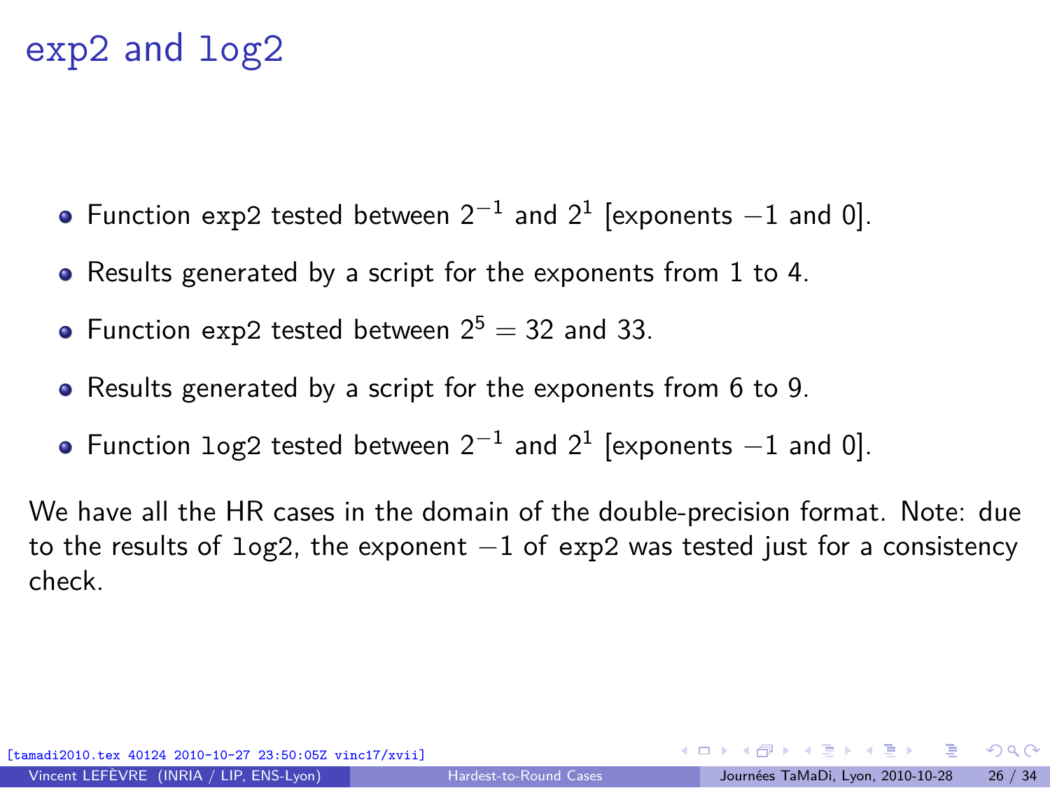# exp2 and log2

- Function exp2 tested between $2^{-1}$ and $2^1$ [exponents $-1$ and 0].
- Results generated by a script for the exponents from 1 to 4.
- Function exp2 tested between $2^5 = 32$ and 33.
- Results generated by a script for the exponents from 6 to 9.
- Function log2 tested between $2^{-1}$ and $2^1$ [exponents $-1$ and 0].

We have all the HR cases in the domain of the double-precision format. Note: due to the results of log2, the exponent $-1$ of exp2 was tested just for a consistency check.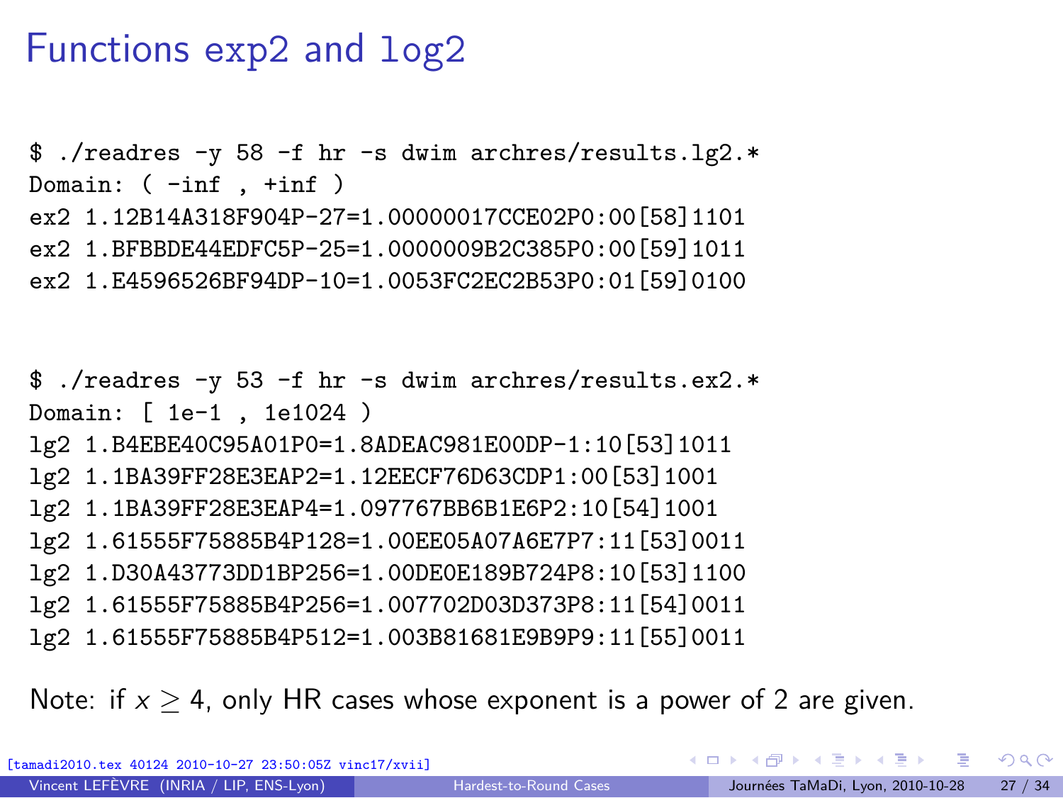# Functions exp2 and log2

```
$ ./readres -y 58 -f hr -s dwim archres/results.lg2.*
Domain: ( -inf , +inf )
ex2 1.12B14A318F904P-27=1.00000017CCE02P0:00[58]1101
ex2 1.BFBBDE44EDFC5P-25=1.0000009B2C385P0:00[59]1011
ex2 1.E4596526BF94DP-10=1.0053FC2EC2B53P0:01[59]0100
```

```
$ ./readres -y 53 -f hr -s dwim archres/results.ex2.*
Domain: [ 1e-1 , 1e1024 )
lg2 1.B4EBE40C95A01P0=1.8ADEAC981E00DP-1:10[53]1011
lg2 1.1BA39FF28E3EAP2=1.12EECF76D63CDP1:00[53]1001
lg2 1.1BA39FF28E3EAP4=1.097767BB6B1E6P2:10[54]1001
lg2 1.61555F75885B4P128=1.00EE05A07A6E7P7:11[53]0011
lg2 1.D30A43773DD1BP256=1.00DE0E189B724P8:10[53]1100
lg2 1.61555F75885B4P256=1.007702D03D373P8:11[54]0011
lg2 1.61555F75885B4P512=1.003B81681E9B9P9:11[55]0011
```

Note: if $x \geq 4$, only HR cases whose exponent is a power of 2 are given.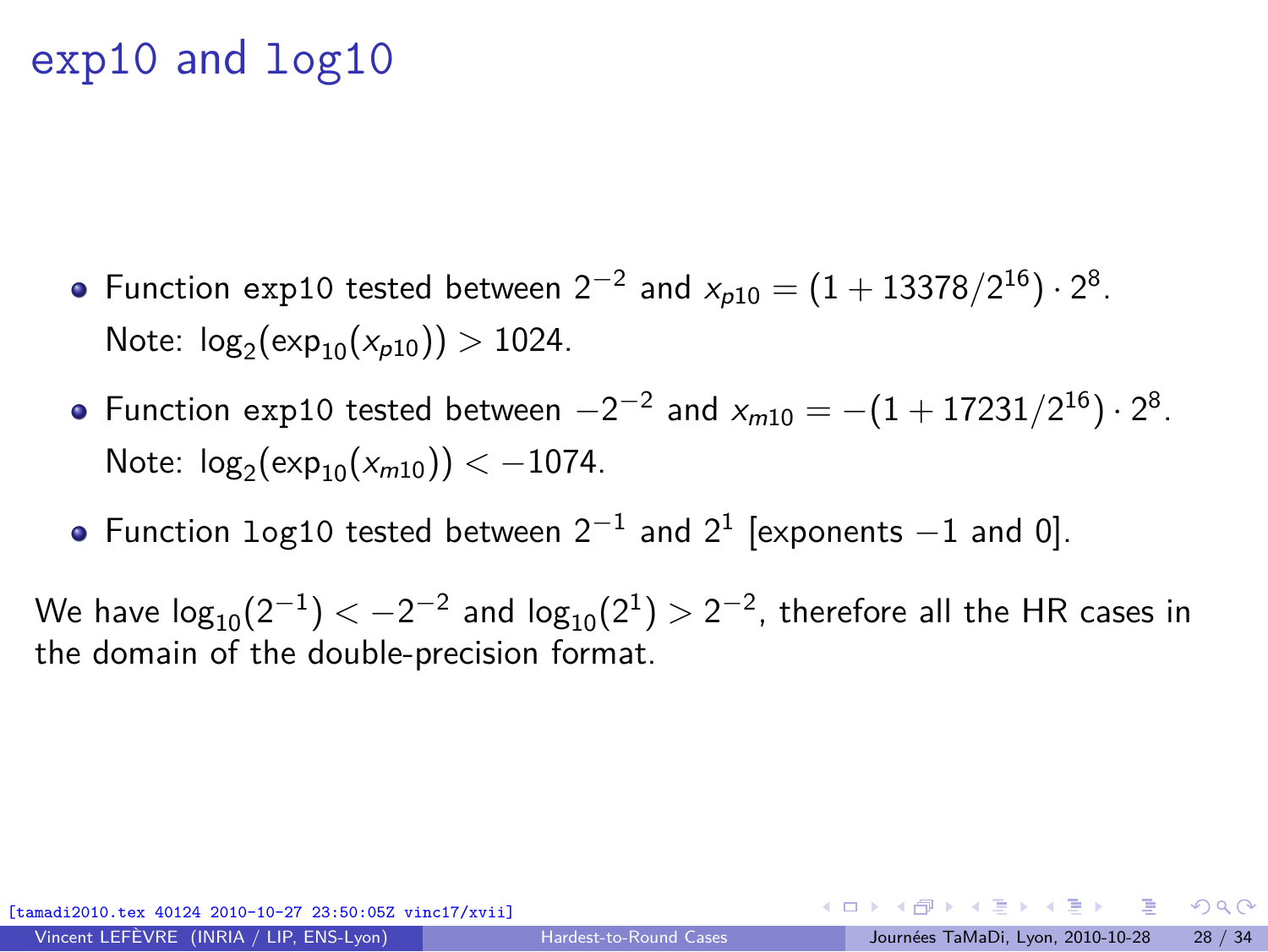# exp10 and log10

- Function `exp10` tested between $2^{-2}$ and $x_{p10} = (1 + 13378/2^{16}) \cdot 2^8$.
  Note: $\log_2(\exp_{10}(x_{p10})) > 1024$.
- Function `exp10` tested between $-2^{-2}$ and $x_{m10} = -(1 + 17231/2^{16}) \cdot 2^8$.
  Note: $\log_2(\exp_{10}(x_{m10})) < -1074$.
- Function `log10` tested between $2^{-1}$ and $2^1$ [exponents $-1$ and 0].

We have $\log_{10}(2^{-1}) < -2^{-2}$ and $\log_{10}(2^1) > 2^{-2}$, therefore all the HR cases in the domain of the double-precision format.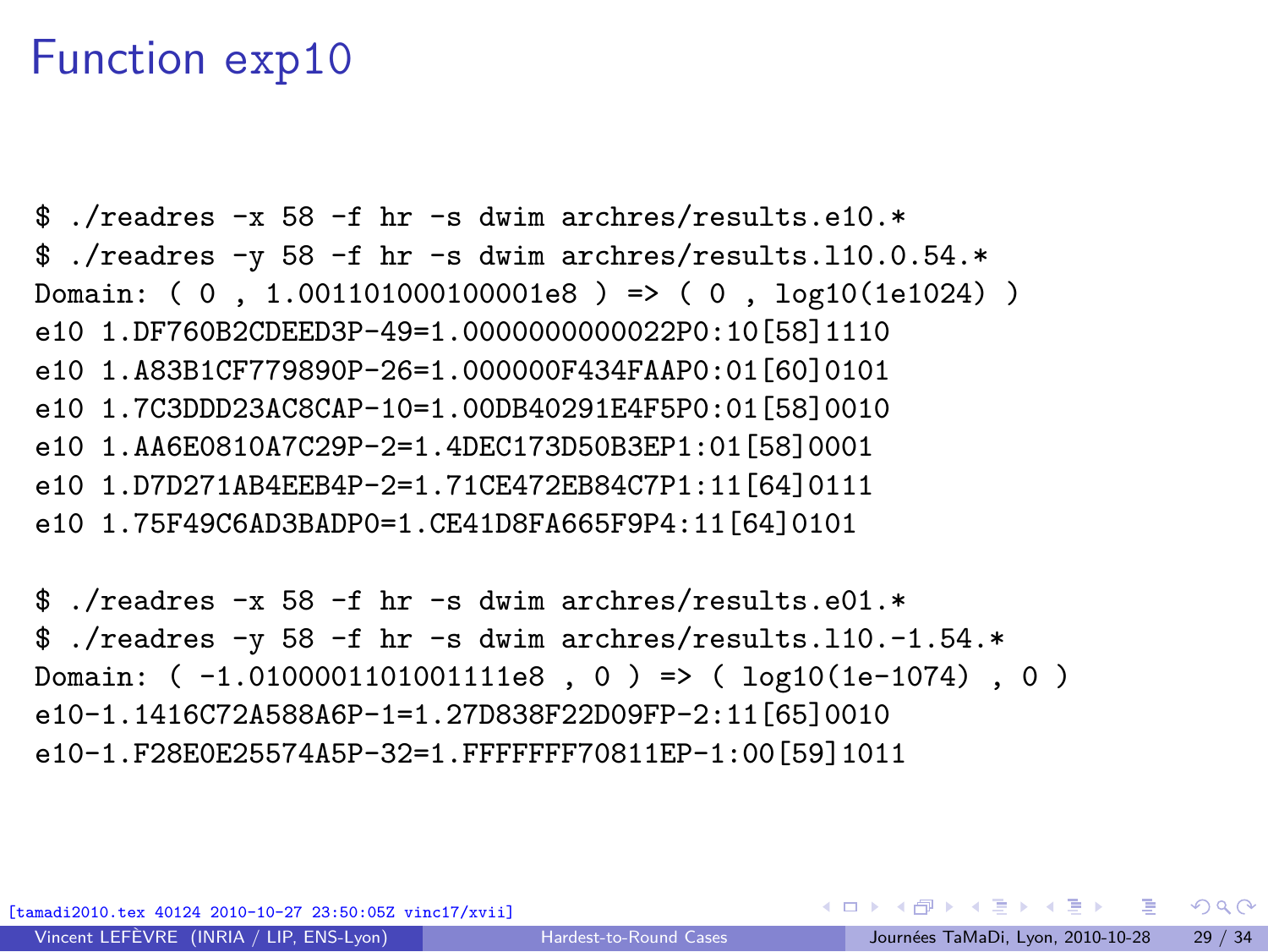# Function exp10

```
$ ./readres -x 58 -f hr -s dwim archres/results.e10.*
$ ./readres -y 58 -f hr -s dwim archres/results.l10.0.54.*
Domain: ( 0 , 1.001101000100001e8 ) => ( 0 , log10(1e1024) )
e10 1.DF760B2CDEED3P-49=1.0000000000022P0:10[58]1110
e10 1.A83B1CF779890P-26=1.000000F434FAAP0:01[60]0101
e10 1.7C3DDD23AC8CAP-10=1.00DB40291E4F5P0:01[58]0010
e10 1.AA6E0810A7C29P-2=1.4DEC173D50B3EP1:01[58]0001
e10 1.D7D271AB4EEB4P-2=1.71CE472EB84C7P1:11[64]0111
e10 1.75F49C6AD3BADP0=1.CE41D8FA665F9P4:11[64]0101
```

```
$ ./readres -x 58 -f hr -s dwim archres/results.e01.*
$ ./readres -y 58 -f hr -s dwim archres/results.l10.-1.54.*
Domain: ( -1.0100001101001111e8 , 0 ) => ( log10(1e-1074) , 0 )
e10-1.1416C72A588A6P-1=1.27D838F22D09FP-2:11[65]0010
e10-1.F28E0E25574A5P-32=1.FFFFFFF70811EP-1:00[59]1011
```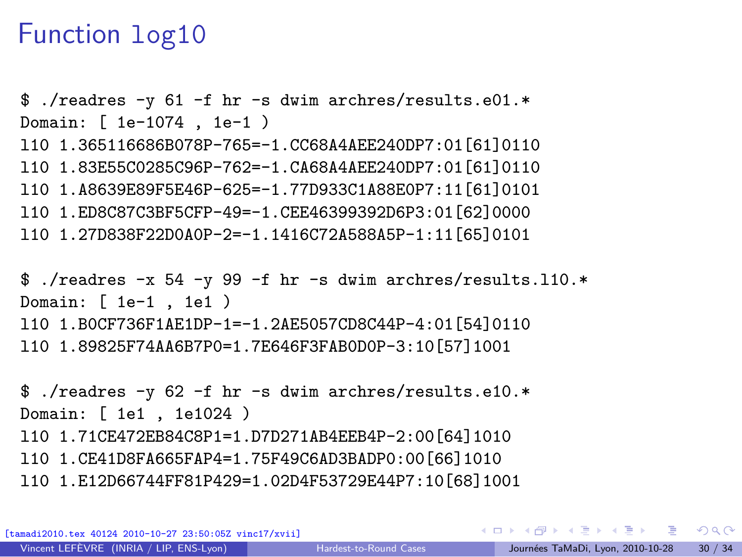# Function log10

```
$ ./readres -y 61 -f hr -s dwim archres/results.e01.*
Domain: [ 1e-1074 , 1e-1 )
l10 1.365116686B078P-765=-1.CC68A4AEE240DP7:01[61]0110
l10 1.83E55C0285C96P-762=-1.CA68A4AEE240DP7:01[61]0110
l10 1.A8639E89F5E46P-625=-1.77D933C1A88E0P7:11[61]0101
l10 1.ED8C87C3BF5CFP-49=-1.CEE46399392D6P3:01[62]0000
l10 1.27D838F22D0A0P-2=-1.1416C72A588A5P-1:11[65]0101
```

```
$ ./readres -x 54 -y 99 -f hr -s dwim archres/results.l10.*
Domain: [ 1e-1 , 1e1 )
l10 1.B0CF736F1AE1DP-1=-1.2AE5057CD8C44P-4:01[54]0110
l10 1.89825F74AA6B7P0=1.7E646F3FAB0D0P-3:10[57]1001
```

```
$ ./readres -y 62 -f hr -s dwim archres/results.e10.*
Domain: [ 1e1 , 1e1024 )
l10 1.71CE472EB84C8P1=1.D7D271AB4EEB4P-2:00[64]1010
l10 1.CE41D8FA665FAP4=1.75F49C6AD3BADP0:00[66]1010
l10 1.E12D66744FF81P429=1.02D4F53729E44P7:10[68]1001
```

[tamadi2010.tex 40124 2010-10-27 23:50:05Z vinc17/xvii]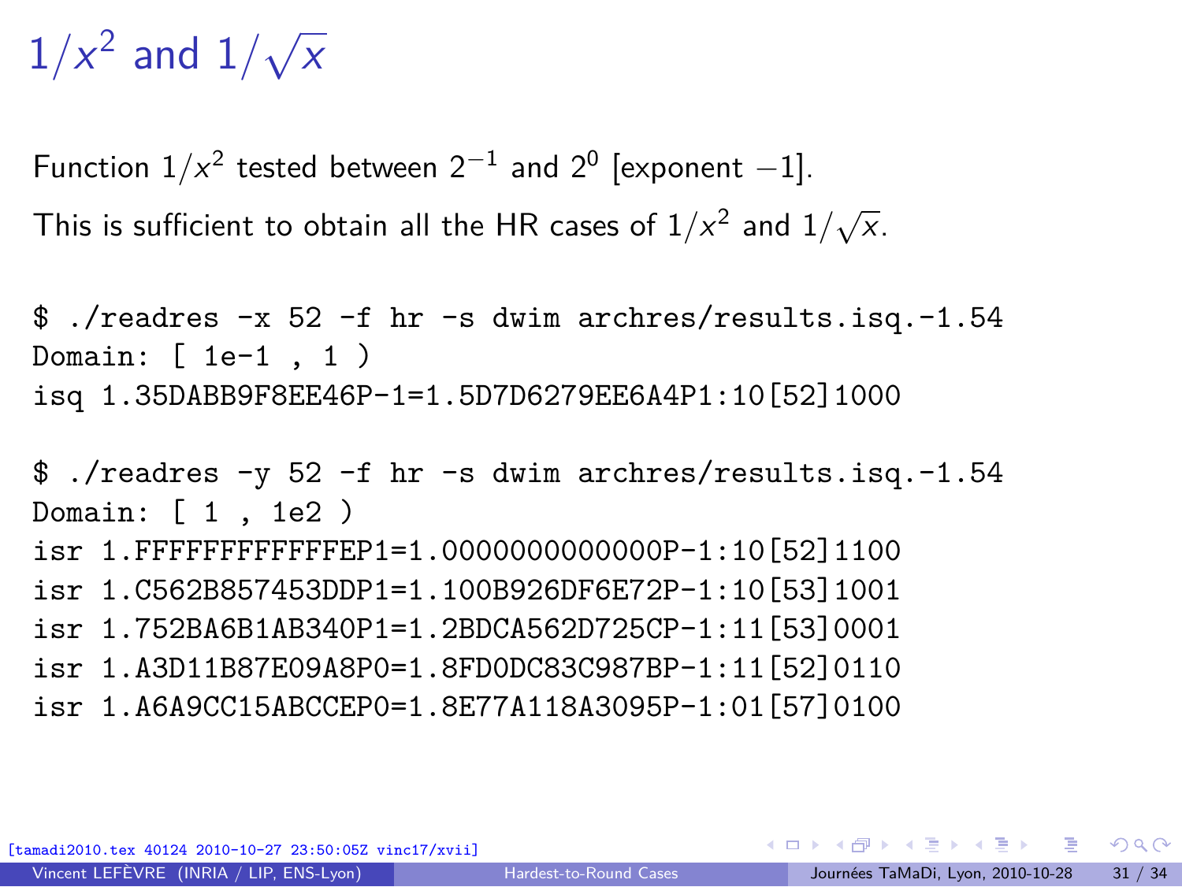# $1/x^2$ and $1/\sqrt{x}$

Function $1/x^2$ tested between $2^{-1}$ and $2^0$ [exponent $-1$].

This is sufficient to obtain all the HR cases of $1/x^2$ and $1/\sqrt{x}$.

```
$ ./readres -x 52 -f hr -s dwim archres/results.isq.-1.54
Domain: [ 1e-1 , 1 )
isq 1.35DABB9F8EE46P-1=1.5D7D6279EE6A4P1:10[52]1000
```

```
$ ./readres -y 52 -f hr -s dwim archres/results.isq.-1.54
Domain: [ 1 , 1e2 )
isr 1.FFFFFFFFFFFFEP1=1.0000000000000P-1:10[52]1100
isr 1.C562B857453DDP1=1.100B926DF6E72P-1:10[53]1001
isr 1.752BA6B1AB340P1=1.2BDCA562D725CP-1:11[53]0001
isr 1.A3D11B87E09A8P0=1.8FD0DC83C987BP-1:11[52]0110
isr 1.A6A9CC15ABCCEP0=1.8E77A118A3095P-1:01[57]0100
```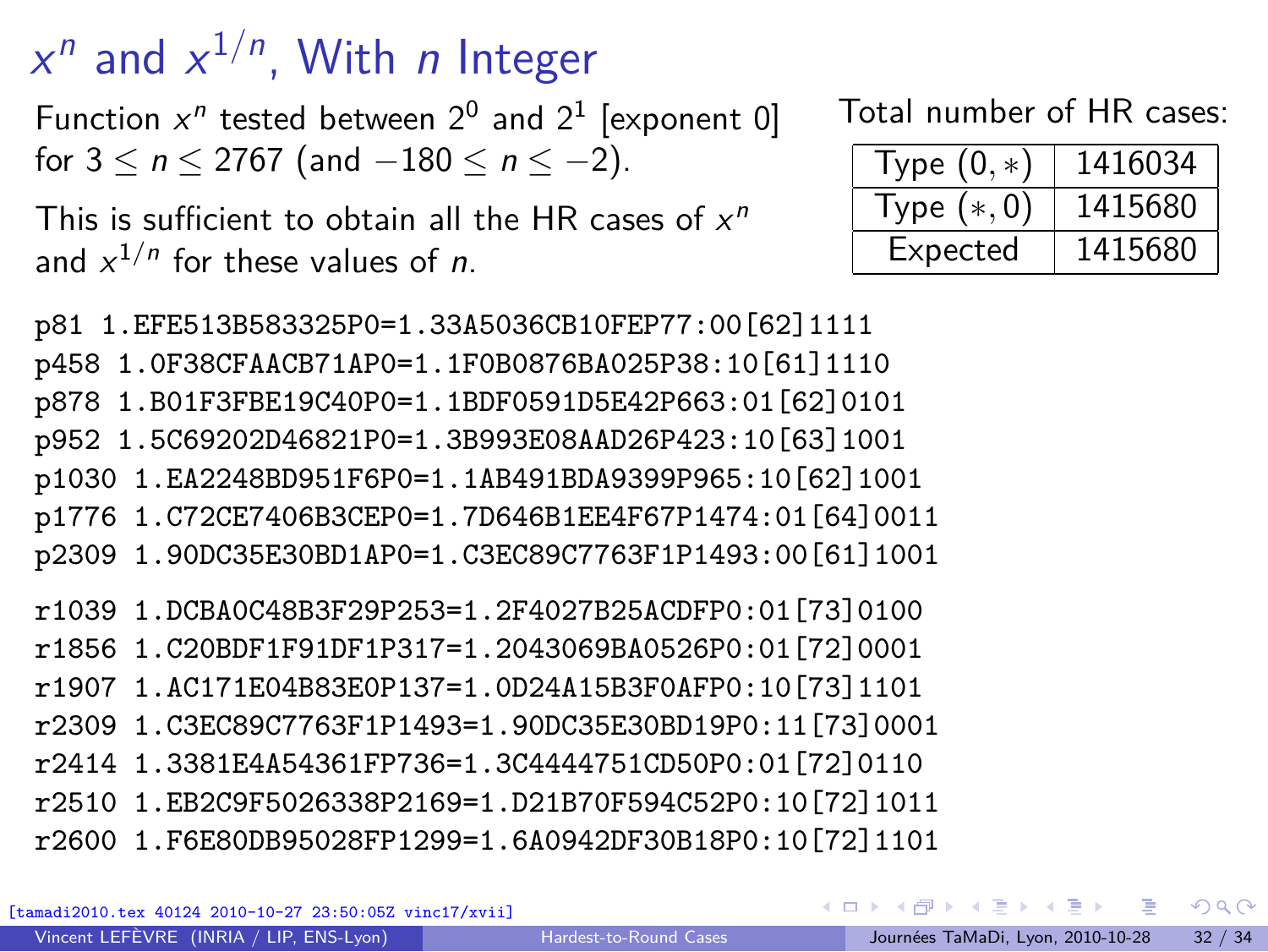# $x^n$ and $x^{1/n}$, With $n$ Integer

Function $x^n$ tested between $2^0$ and $2^1$ [exponent 0] for $3 \leq n \leq 2767$ (and $-180 \leq n \leq -2$).

This is sufficient to obtain all the HR cases of $x^n$ and $x^{1/n}$ for these values of $n$.

Total number of HR cases:

| | |
|---|---|
| Type $(0, *)$ | 1416034 |
| Type $(*, 0)$ | 1415680 |
| Expected | 1415680 |

```
p81 1.EFE513B583325P0=1.33A5036CB10FEP77:00[62]1111
p458 1.0F38CFAACB71AP0=1.1F0B0876BA025P38:10[61]1110
p878 1.B01F3FBE19C40P0=1.1BDF0591D5E42P663:01[62]0101
p952 1.5C69202D46821P0=1.3B993E08AAD26P423:10[63]1001
p1030 1.EA2248BD951F6P0=1.1AB491BDA9399P965:10[62]1001
p1776 1.C72CE7406B3CEP0=1.7D646B1EE4F67P1474:01[64]0011
p2309 1.90DC35E30BD1AP0=1.C3EC89C7763F1P1493:00[61]1001
```

```
r1039 1.DCBA0C48B3F29P253=1.2F4027B25ACDFP0:01[73]0100
r1856 1.C20BDF1F91DF1P317=1.2043069BA0526P0:01[72]0001
r1907 1.AC171E04B83E0P137=1.0D24A15B3F0AFP0:10[73]1101
r2309 1.C3EC89C7763F1P1493=1.90DC35E30BD19P0:11[73]0001
r2414 1.3381E4A54361FP736=1.3C4444751CD50P0:01[72]0110
r2510 1.EB2C9F5026338P2169=1.D21B70F594C52P0:10[72]1011
r2600 1.F6E80DB95028FP1299=1.6A0942DF30B18P0:10[72]1101
```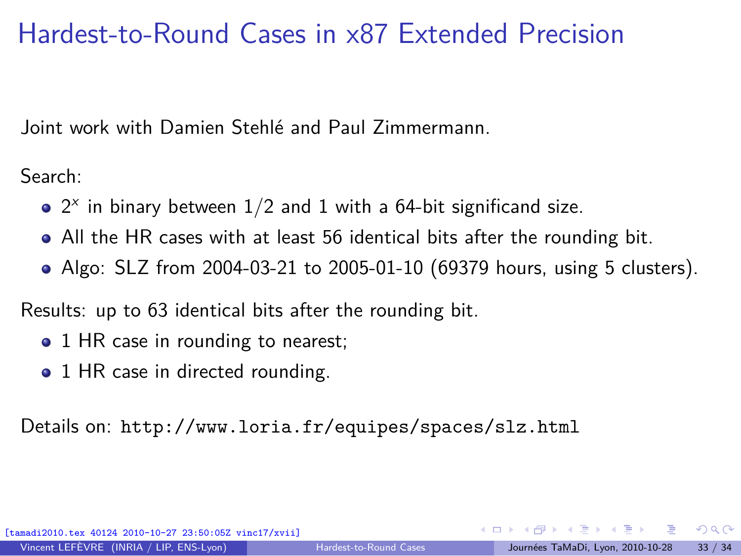# Hardest-to-Round Cases in x87 Extended Precision

Joint work with Damien Stehlé and Paul Zimmermann.

Search:

- $2^x$ in binary between $1/2$ and 1 with a 64-bit significand size.
- All the HR cases with at least 56 identical bits after the rounding bit.
- Algo: SLZ from 2004-03-21 to 2005-01-10 (69379 hours, using 5 clusters).

Results: up to 63 identical bits after the rounding bit.

- 1 HR case in rounding to nearest;
- 1 HR case in directed rounding.

Details on: `http://www.loria.fr/equipes/spaces/slz.html`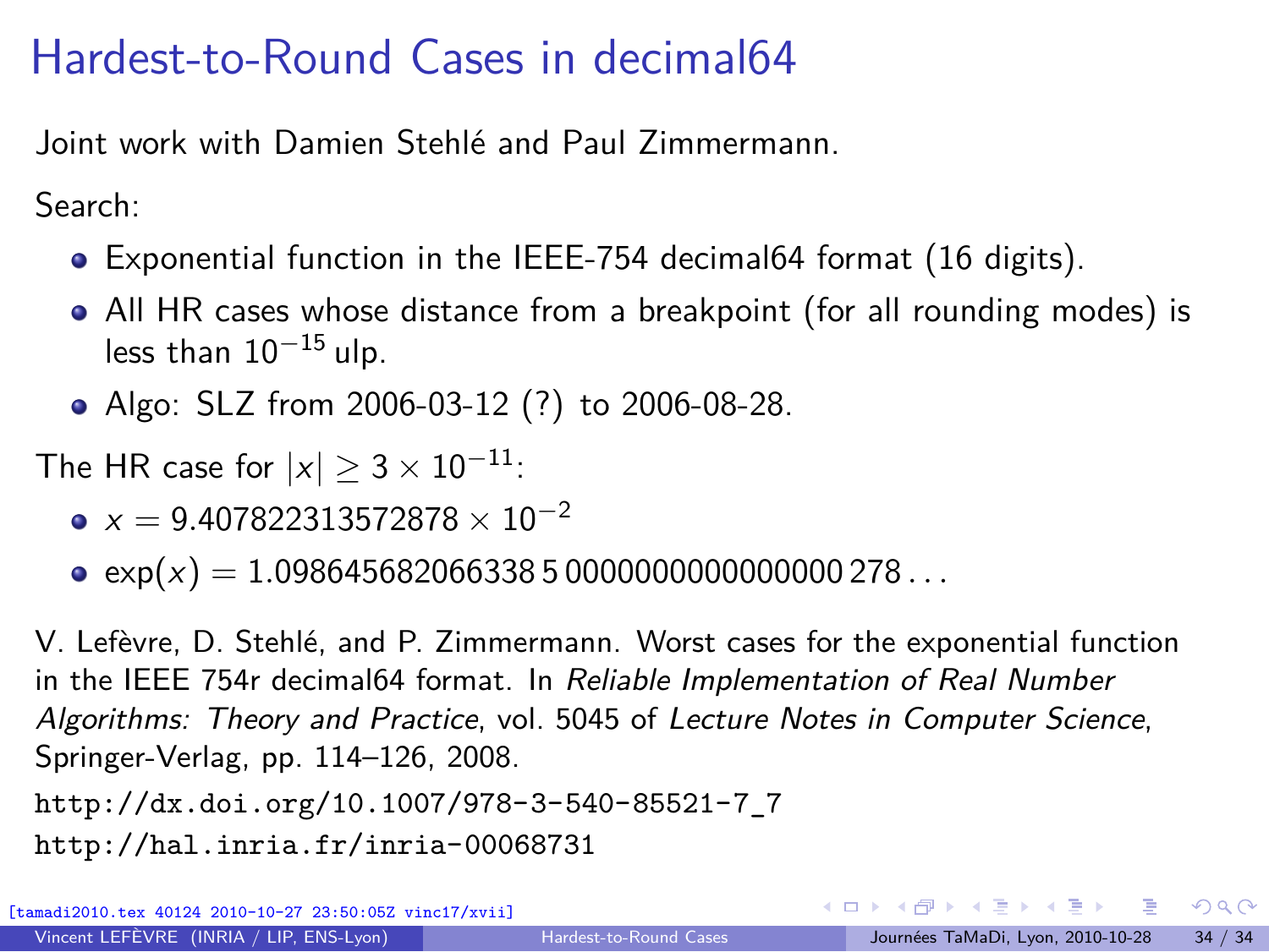# Hardest-to-Round Cases in decimal64

Joint work with Damien Stehlé and Paul Zimmermann.

Search:

- Exponential function in the IEEE-754 decimal64 format (16 digits).
- All HR cases whose distance from a breakpoint (for all rounding modes) is less than $10^{-15}$ ulp.
- Algo: SLZ from 2006-03-12 (?) to 2006-08-28.

The HR case for $|x| \geq 3 \times 10^{-11}$:

- $x = 9.407822313572878 \times 10^{-2}$
- $\exp(x) = 1.098645682066338\,5\,0000000000000000\,278\ldots$

V. Lefèvre, D. Stehlé, and P. Zimmermann. Worst cases for the exponential function in the IEEE 754r decimal64 format. In *Reliable Implementation of Real Number Algorithms: Theory and Practice*, vol. 5045 of *Lecture Notes in Computer Science*, Springer-Verlag, pp. 114–126, 2008.

http://dx.doi.org/10.1007/978-3-540-85521-7_7

http://hal.inria.fr/inria-00068731